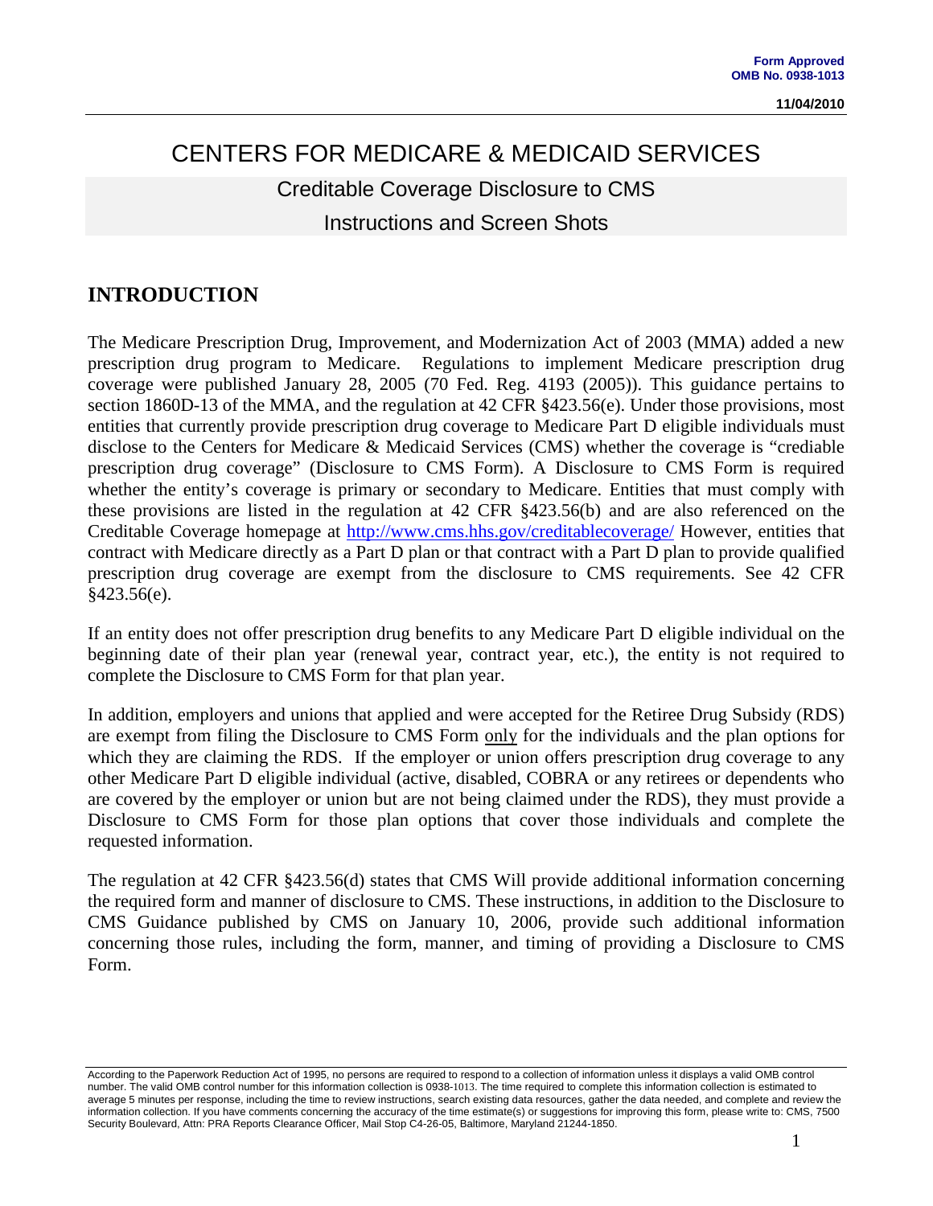Form Approved
OMB No. 0938-1013

11/04/2010

# CENTERS FOR MEDICARE & MEDICAID SERVICES

## Creditable Coverage Disclosure to CMS
## Instructions and Screen Shots

## INTRODUCTION

The Medicare Prescription Drug, Improvement, and Modernization Act of 2003 (MMA) added a new prescription drug program to Medicare. Regulations to implement Medicare prescription drug coverage were published January 28, 2005 (70 Fed. Reg. 4193 (2005)). This guidance pertains to section 1860D-13 of the MMA, and the regulation at 42 CFR §423.56(e). Under those provisions, most entities that currently provide prescription drug coverage to Medicare Part D eligible individuals must disclose to the Centers for Medicare & Medicaid Services (CMS) whether the coverage is "crediable prescription drug coverage" (Disclosure to CMS Form). A Disclosure to CMS Form is required whether the entity's coverage is primary or secondary to Medicare. Entities that must comply with these provisions are listed in the regulation at 42 CFR §423.56(b) and are also referenced on the Creditable Coverage homepage at http://www.cms.hhs.gov/creditablecoverage/ However, entities that contract with Medicare directly as a Part D plan or that contract with a Part D plan to provide qualified prescription drug coverage are exempt from the disclosure to CMS requirements. See 42 CFR §423.56(e).

If an entity does not offer prescription drug benefits to any Medicare Part D eligible individual on the beginning date of their plan year (renewal year, contract year, etc.), the entity is not required to complete the Disclosure to CMS Form for that plan year.

In addition, employers and unions that applied and were accepted for the Retiree Drug Subsidy (RDS) are exempt from filing the Disclosure to CMS Form only for the individuals and the plan options for which they are claiming the RDS. If the employer or union offers prescription drug coverage to any other Medicare Part D eligible individual (active, disabled, COBRA or any retirees or dependents who are covered by the employer or union but are not being claimed under the RDS), they must provide a Disclosure to CMS Form for those plan options that cover those individuals and complete the requested information.

The regulation at 42 CFR §423.56(d) states that CMS Will provide additional information concerning the required form and manner of disclosure to CMS. These instructions, in addition to the Disclosure to CMS Guidance published by CMS on January 10, 2006, provide such additional information concerning those rules, including the form, manner, and timing of providing a Disclosure to CMS Form.

According to the Paperwork Reduction Act of 1995, no persons are required to respond to a collection of information unless it displays a valid OMB control number. The valid OMB control number for this information collection is 0938-1013. The time required to complete this information collection is estimated to average 5 minutes per response, including the time to review instructions, search existing data resources, gather the data needed, and complete and review the information collection. If you have comments concerning the accuracy of the time estimate(s) or suggestions for improving this form, please write to: CMS, 7500 Security Boulevard, Attn: PRA Reports Clearance Officer, Mail Stop C4-26-05, Baltimore, Maryland 21244-1850.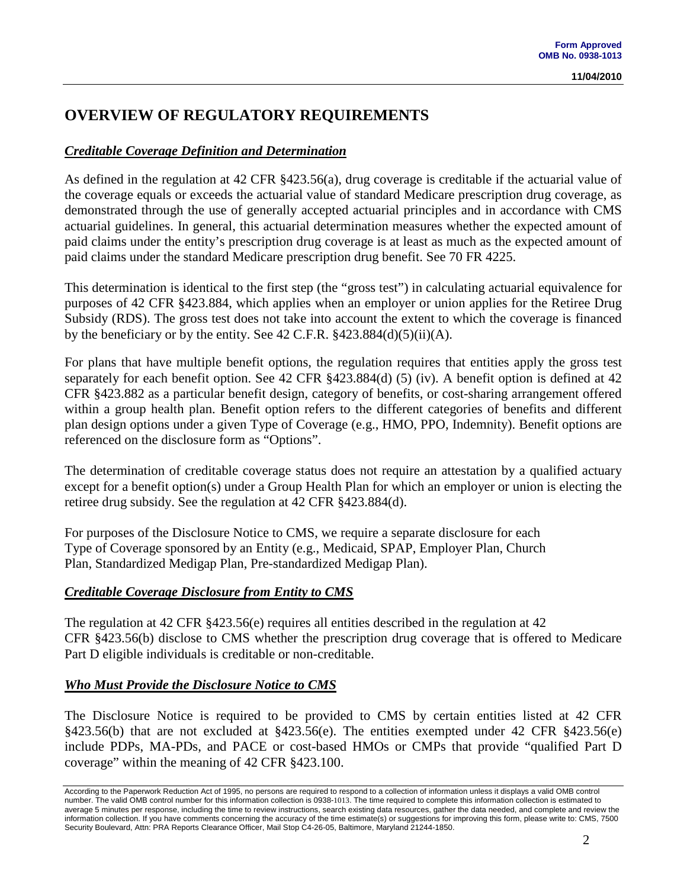# OVERVIEW OF REGULATORY REQUIREMENTS

### ***Creditable Coverage Definition and Determination***

As defined in the regulation at 42 CFR §423.56(a), drug coverage is creditable if the actuarial value of the coverage equals or exceeds the actuarial value of standard Medicare prescription drug coverage, as demonstrated through the use of generally accepted actuarial principles and in accordance with CMS actuarial guidelines. In general, this actuarial determination measures whether the expected amount of paid claims under the entity's prescription drug coverage is at least as much as the expected amount of paid claims under the standard Medicare prescription drug benefit. See 70 FR 4225.

This determination is identical to the first step (the "gross test") in calculating actuarial equivalence for purposes of 42 CFR §423.884, which applies when an employer or union applies for the Retiree Drug Subsidy (RDS). The gross test does not take into account the extent to which the coverage is financed by the beneficiary or by the entity. See 42 C.F.R. §423.884(d)(5)(ii)(A).

For plans that have multiple benefit options, the regulation requires that entities apply the gross test separately for each benefit option. See 42 CFR §423.884(d) (5) (iv). A benefit option is defined at 42 CFR §423.882 as a particular benefit design, category of benefits, or cost-sharing arrangement offered within a group health plan. Benefit option refers to the different categories of benefits and different plan design options under a given Type of Coverage (e.g., HMO, PPO, Indemnity). Benefit options are referenced on the disclosure form as "Options".

The determination of creditable coverage status does not require an attestation by a qualified actuary except for a benefit option(s) under a Group Health Plan for which an employer or union is electing the retiree drug subsidy. See the regulation at 42 CFR §423.884(d).

For purposes of the Disclosure Notice to CMS, we require a separate disclosure for each Type of Coverage sponsored by an Entity (e.g., Medicaid, SPAP, Employer Plan, Church Plan, Standardized Medigap Plan, Pre-standardized Medigap Plan).

### ***Creditable Coverage Disclosure from Entity to CMS***

The regulation at 42 CFR §423.56(e) requires all entities described in the regulation at 42 CFR §423.56(b) disclose to CMS whether the prescription drug coverage that is offered to Medicare Part D eligible individuals is creditable or non-creditable.

### ***Who Must Provide the Disclosure Notice to CMS***

The Disclosure Notice is required to be provided to CMS by certain entities listed at 42 CFR §423.56(b) that are not excluded at §423.56(e). The entities exempted under 42 CFR §423.56(e) include PDPs, MA-PDs, and PACE or cost-based HMOs or CMPs that provide "qualified Part D coverage" within the meaning of 42 CFR §423.100.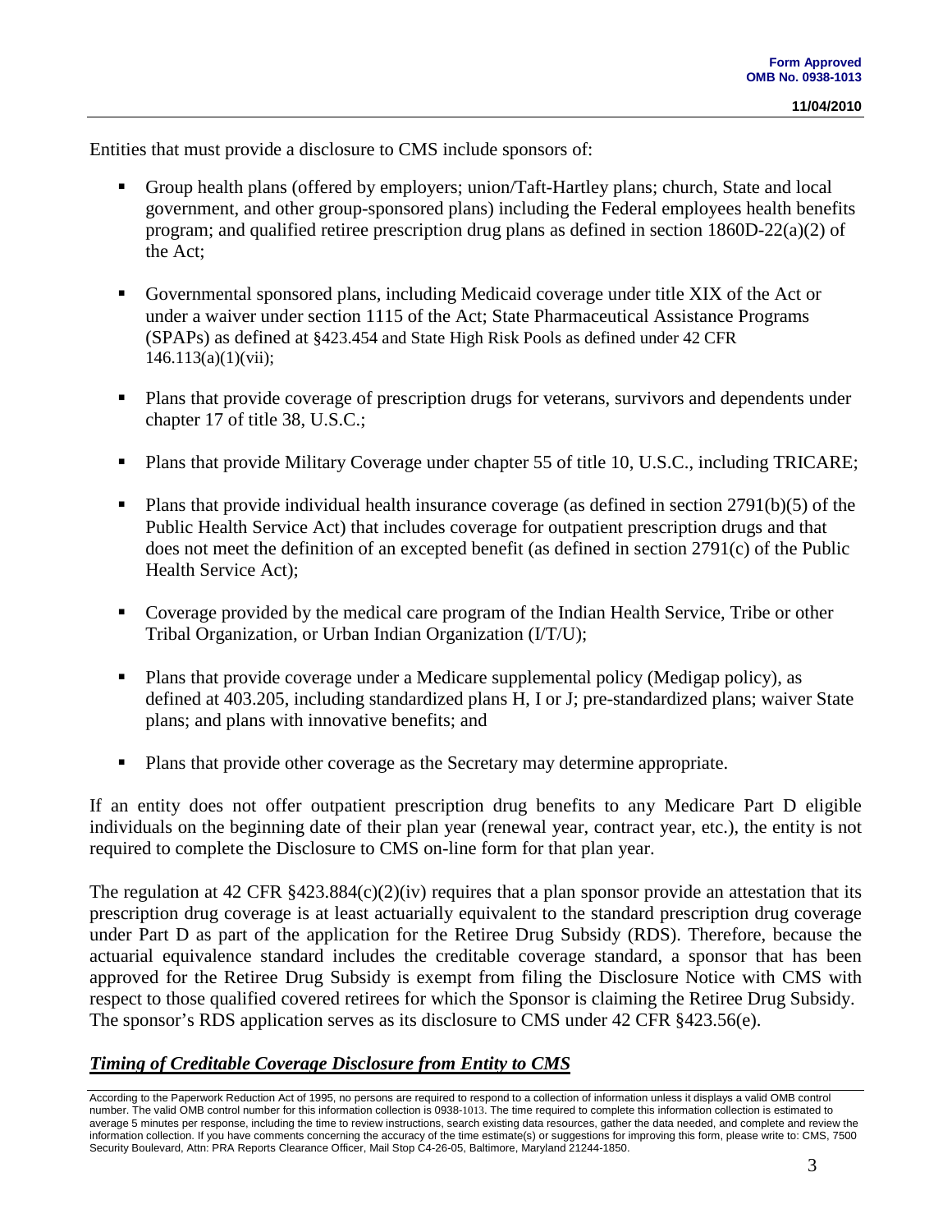Entities that must provide a disclosure to CMS include sponsors of:

- Group health plans (offered by employers; union/Taft-Hartley plans; church, State and local government, and other group-sponsored plans) including the Federal employees health benefits program; and qualified retiree prescription drug plans as defined in section 1860D-22(a)(2) of the Act;
- Governmental sponsored plans, including Medicaid coverage under title XIX of the Act or under a waiver under section 1115 of the Act; State Pharmaceutical Assistance Programs (SPAPs) as defined at §423.454 and State High Risk Pools as defined under 42 CFR 146.113(a)(1)(vii);
- Plans that provide coverage of prescription drugs for veterans, survivors and dependents under chapter 17 of title 38, U.S.C.;
- Plans that provide Military Coverage under chapter 55 of title 10, U.S.C., including TRICARE;
- Plans that provide individual health insurance coverage (as defined in section 2791(b)(5) of the Public Health Service Act) that includes coverage for outpatient prescription drugs and that does not meet the definition of an excepted benefit (as defined in section 2791(c) of the Public Health Service Act);
- Coverage provided by the medical care program of the Indian Health Service, Tribe or other Tribal Organization, or Urban Indian Organization (I/T/U);
- Plans that provide coverage under a Medicare supplemental policy (Medigap policy), as defined at 403.205, including standardized plans H, I or J; pre-standardized plans; waiver State plans; and plans with innovative benefits; and
- Plans that provide other coverage as the Secretary may determine appropriate.

If an entity does not offer outpatient prescription drug benefits to any Medicare Part D eligible individuals on the beginning date of their plan year (renewal year, contract year, etc.), the entity is not required to complete the Disclosure to CMS on-line form for that plan year.

The regulation at 42 CFR §423.884(c)(2)(iv) requires that a plan sponsor provide an attestation that its prescription drug coverage is at least actuarially equivalent to the standard prescription drug coverage under Part D as part of the application for the Retiree Drug Subsidy (RDS). Therefore, because the actuarial equivalence standard includes the creditable coverage standard, a sponsor that has been approved for the Retiree Drug Subsidy is exempt from filing the Disclosure Notice with CMS with respect to those qualified covered retirees for which the Sponsor is claiming the Retiree Drug Subsidy. The sponsor's RDS application serves as its disclosure to CMS under 42 CFR §423.56(e).

***Timing of Creditable Coverage Disclosure from Entity to CMS***

According to the Paperwork Reduction Act of 1995, no persons are required to respond to a collection of information unless it displays a valid OMB control number. The valid OMB control number for this information collection is 0938-1013. The time required to complete this information collection is estimated to average 5 minutes per response, including the time to review instructions, search existing data resources, gather the data needed, and complete and review the information collection. If you have comments concerning the accuracy of the time estimate(s) or suggestions for improving this form, please write to: CMS, 7500 Security Boulevard, Attn: PRA Reports Clearance Officer, Mail Stop C4-26-05, Baltimore, Maryland 21244-1850.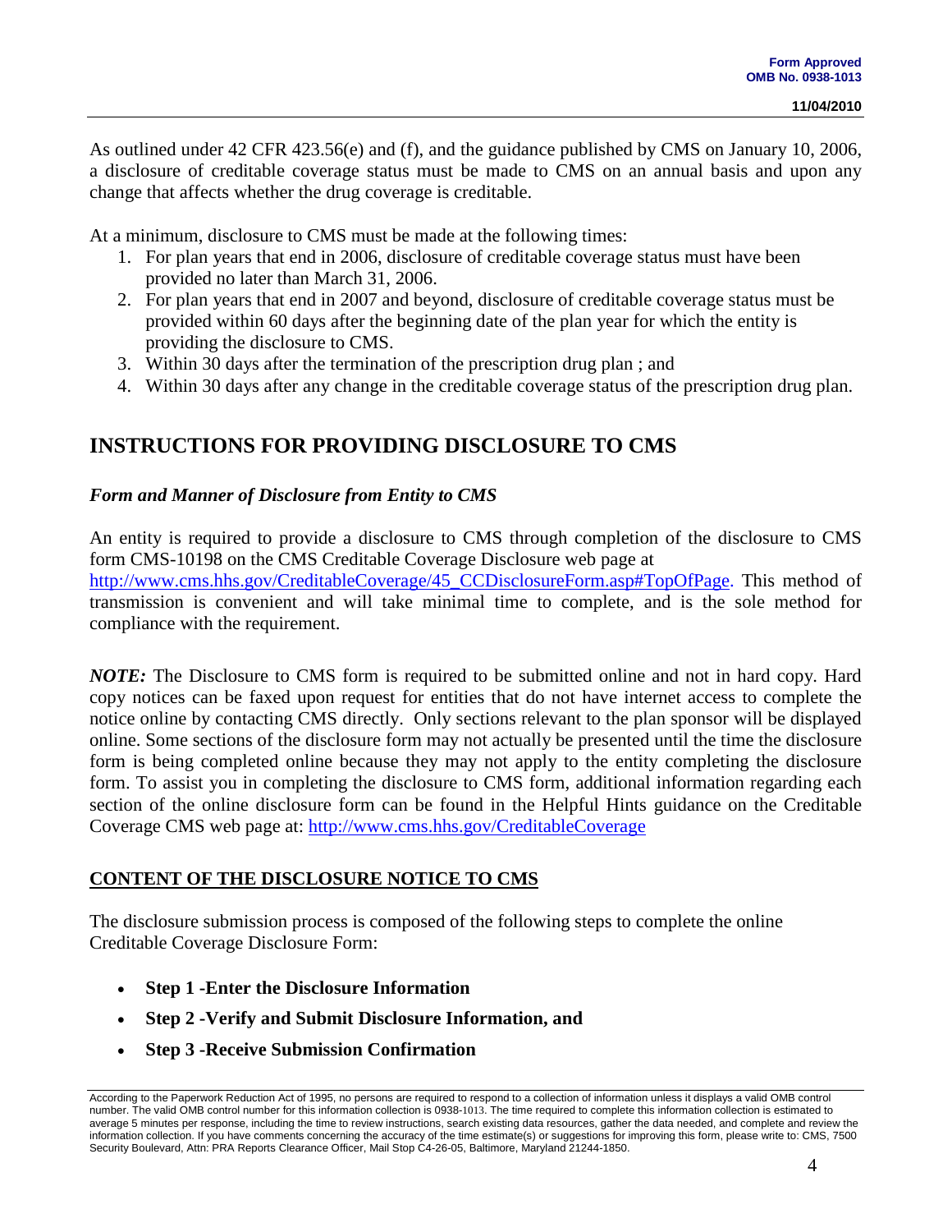As outlined under 42 CFR 423.56(e) and (f), and the guidance published by CMS on January 10, 2006, a disclosure of creditable coverage status must be made to CMS on an annual basis and upon any change that affects whether the drug coverage is creditable.

At a minimum, disclosure to CMS must be made at the following times:

1. For plan years that end in 2006, disclosure of creditable coverage status must have been provided no later than March 31, 2006.
2. For plan years that end in 2007 and beyond, disclosure of creditable coverage status must be provided within 60 days after the beginning date of the plan year for which the entity is providing the disclosure to CMS.
3. Within 30 days after the termination of the prescription drug plan ; and
4. Within 30 days after any change in the creditable coverage status of the prescription drug plan.

# INSTRUCTIONS FOR PROVIDING DISCLOSURE TO CMS

### *Form and Manner of Disclosure from Entity to CMS*

An entity is required to provide a disclosure to CMS through completion of the disclosure to CMS form CMS-10198 on the CMS Creditable Coverage Disclosure web page at http://www.cms.hhs.gov/CreditableCoverage/45_CCDisclosureForm.asp#TopOfPage. This method of transmission is convenient and will take minimal time to complete, and is the sole method for compliance with the requirement.

***NOTE:*** The Disclosure to CMS form is required to be submitted online and not in hard copy. Hard copy notices can be faxed upon request for entities that do not have internet access to complete the notice online by contacting CMS directly. Only sections relevant to the plan sponsor will be displayed online. Some sections of the disclosure form may not actually be presented until the time the disclosure form is being completed online because they may not apply to the entity completing the disclosure form. To assist you in completing the disclosure to CMS form, additional information regarding each section of the online disclosure form can be found in the Helpful Hints guidance on the Creditable Coverage CMS web page at: http://www.cms.hhs.gov/CreditableCoverage

## CONTENT OF THE DISCLOSURE NOTICE TO CMS

The disclosure submission process is composed of the following steps to complete the online Creditable Coverage Disclosure Form:

- **Step 1 -Enter the Disclosure Information**
- **Step 2 -Verify and Submit Disclosure Information, and**
- **Step 3 -Receive Submission Confirmation**

According to the Paperwork Reduction Act of 1995, no persons are required to respond to a collection of information unless it displays a valid OMB control number. The valid OMB control number for this information collection is 0938-1013. The time required to complete this information collection is estimated to average 5 minutes per response, including the time to review instructions, search existing data resources, gather the data needed, and complete and review the information collection. If you have comments concerning the accuracy of the time estimate(s) or suggestions for improving this form, please write to: CMS, 7500 Security Boulevard, Attn: PRA Reports Clearance Officer, Mail Stop C4-26-05, Baltimore, Maryland 21244-1850.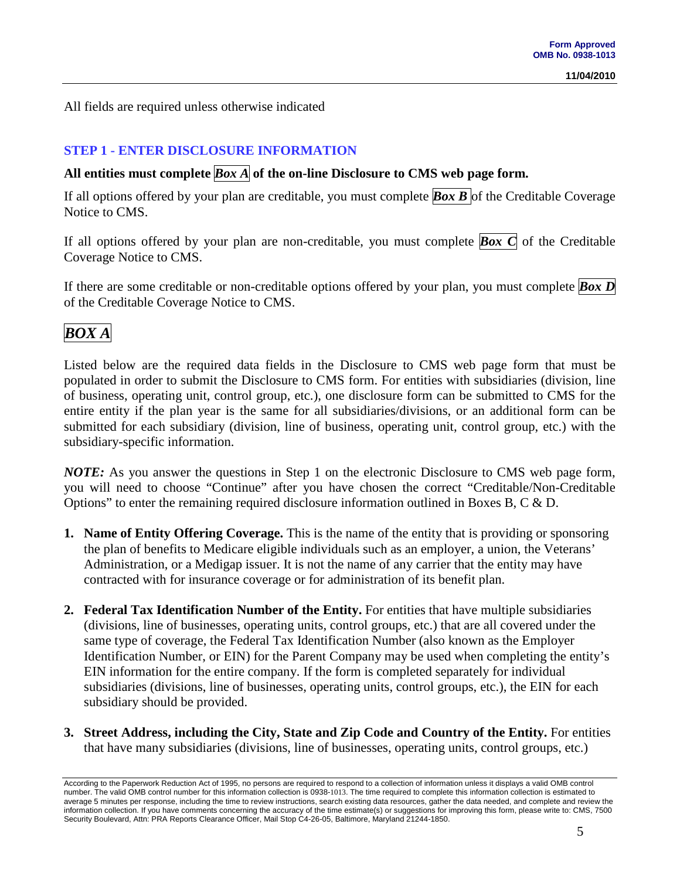All fields are required unless otherwise indicated

## STEP 1 - ENTER DISCLOSURE INFORMATION

**All entities must complete *Box A* of the on-line Disclosure to CMS web page form.**

If all options offered by your plan are creditable, you must complete ***Box B*** of the Creditable Coverage Notice to CMS.

If all options offered by your plan are non-creditable, you must complete ***Box C*** of the Creditable Coverage Notice to CMS.

If there are some creditable or non-creditable options offered by your plan, you must complete ***Box D*** of the Creditable Coverage Notice to CMS.

## *BOX A*

Listed below are the required data fields in the Disclosure to CMS web page form that must be populated in order to submit the Disclosure to CMS form. For entities with subsidiaries (division, line of business, operating unit, control group, etc.), one disclosure form can be submitted to CMS for the entire entity if the plan year is the same for all subsidiaries/divisions, or an additional form can be submitted for each subsidiary (division, line of business, operating unit, control group, etc.) with the subsidiary-specific information.

***NOTE:*** As you answer the questions in Step 1 on the electronic Disclosure to CMS web page form, you will need to choose "Continue" after you have chosen the correct "Creditable/Non-Creditable Options" to enter the remaining required disclosure information outlined in Boxes B, C & D.

1. **Name of Entity Offering Coverage.** This is the name of the entity that is providing or sponsoring the plan of benefits to Medicare eligible individuals such as an employer, a union, the Veterans' Administration, or a Medigap issuer. It is not the name of any carrier that the entity may have contracted with for insurance coverage or for administration of its benefit plan.

2. **Federal Tax Identification Number of the Entity.** For entities that have multiple subsidiaries (divisions, line of businesses, operating units, control groups, etc.) that are all covered under the same type of coverage, the Federal Tax Identification Number (also known as the Employer Identification Number, or EIN) for the Parent Company may be used when completing the entity's EIN information for the entire company. If the form is completed separately for individual subsidiaries (divisions, line of businesses, operating units, control groups, etc.), the EIN for each subsidiary should be provided.

3. **Street Address, including the City, State and Zip Code and Country of the Entity.** For entities that have many subsidiaries (divisions, line of businesses, operating units, control groups, etc.)

According to the Paperwork Reduction Act of 1995, no persons are required to respond to a collection of information unless it displays a valid OMB control number. The valid OMB control number for this information collection is 0938-1013. The time required to complete this information collection is estimated to average 5 minutes per response, including the time to review instructions, search existing data resources, gather the data needed, and complete and review the information collection. If you have comments concerning the accuracy of the time estimate(s) or suggestions for improving this form, please write to: CMS, 7500 Security Boulevard, Attn: PRA Reports Clearance Officer, Mail Stop C4-26-05, Baltimore, Maryland 21244-1850.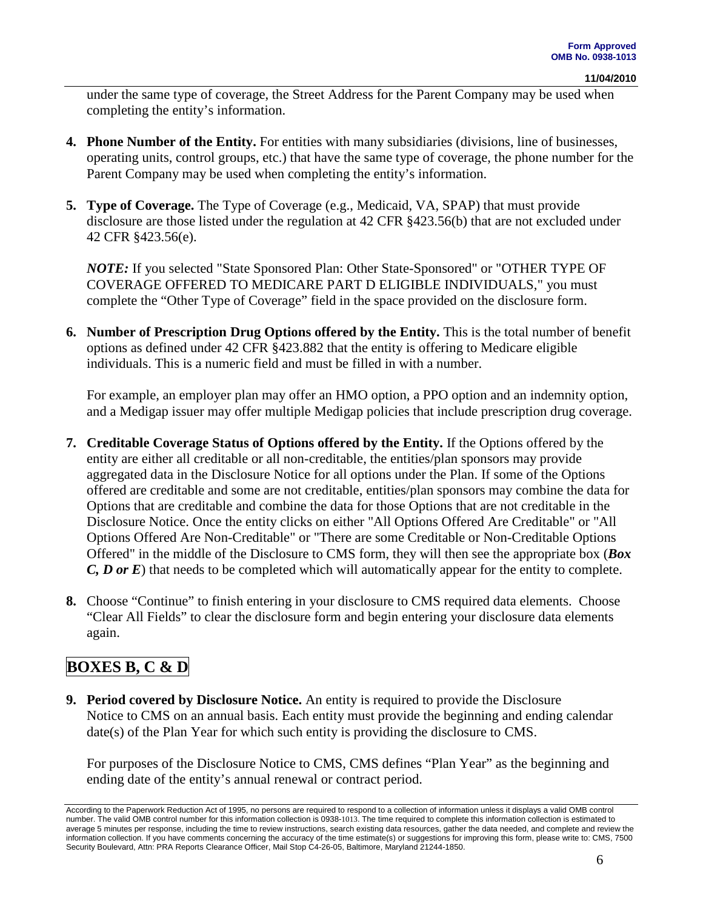under the same type of coverage, the Street Address for the Parent Company may be used when completing the entity's information.

4. **Phone Number of the Entity.** For entities with many subsidiaries (divisions, line of businesses, operating units, control groups, etc.) that have the same type of coverage, the phone number for the Parent Company may be used when completing the entity's information.

5. **Type of Coverage.** The Type of Coverage (e.g., Medicaid, VA, SPAP) that must provide disclosure are those listed under the regulation at 42 CFR §423.56(b) that are not excluded under 42 CFR §423.56(e).

   ***NOTE:*** If you selected "State Sponsored Plan: Other State-Sponsored" or "OTHER TYPE OF COVERAGE OFFERED TO MEDICARE PART D ELIGIBLE INDIVIDUALS," you must complete the "Other Type of Coverage" field in the space provided on the disclosure form.

6. **Number of Prescription Drug Options offered by the Entity.** This is the total number of benefit options as defined under 42 CFR §423.882 that the entity is offering to Medicare eligible individuals. This is a numeric field and must be filled in with a number.

   For example, an employer plan may offer an HMO option, a PPO option and an indemnity option, and a Medigap issuer may offer multiple Medigap policies that include prescription drug coverage.

7. **Creditable Coverage Status of Options offered by the Entity.** If the Options offered by the entity are either all creditable or all non-creditable, the entities/plan sponsors may provide aggregated data in the Disclosure Notice for all options under the Plan. If some of the Options offered are creditable and some are not creditable, entities/plan sponsors may combine the data for Options that are creditable and combine the data for those Options that are not creditable in the Disclosure Notice. Once the entity clicks on either "All Options Offered Are Creditable" or "All Options Offered Are Non-Creditable" or "There are some Creditable or Non-Creditable Options Offered" in the middle of the Disclosure to CMS form, they will then see the appropriate box (***Box C, D or E***) that needs to be completed which will automatically appear for the entity to complete.

8. Choose "Continue" to finish entering in your disclosure to CMS required data elements. Choose "Clear All Fields" to clear the disclosure form and begin entering your disclosure data elements again.

## BOXES B, C & D

9. **Period covered by Disclosure Notice.** An entity is required to provide the Disclosure Notice to CMS on an annual basis. Each entity must provide the beginning and ending calendar date(s) of the Plan Year for which such entity is providing the disclosure to CMS.

   For purposes of the Disclosure Notice to CMS, CMS defines "Plan Year" as the beginning and ending date of the entity's annual renewal or contract period.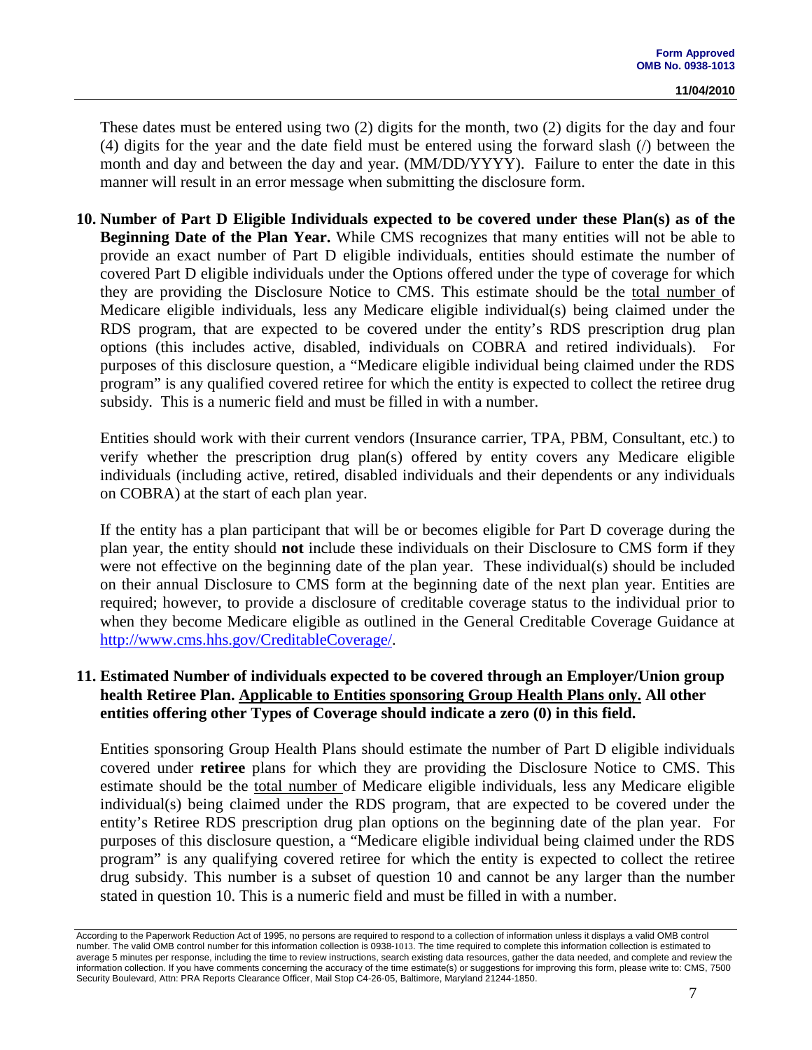These dates must be entered using two (2) digits for the month, two (2) digits for the day and four (4) digits for the year and the date field must be entered using the forward slash (/) between the month and day and between the day and year. (MM/DD/YYYY). Failure to enter the date in this manner will result in an error message when submitting the disclosure form.

**10. Number of Part D Eligible Individuals expected to be covered under these Plan(s) as of the Beginning Date of the Plan Year.** While CMS recognizes that many entities will not be able to provide an exact number of Part D eligible individuals, entities should estimate the number of covered Part D eligible individuals under the Options offered under the type of coverage for which they are providing the Disclosure Notice to CMS. This estimate should be the total number of Medicare eligible individuals, less any Medicare eligible individual(s) being claimed under the RDS program, that are expected to be covered under the entity's RDS prescription drug plan options (this includes active, disabled, individuals on COBRA and retired individuals). For purposes of this disclosure question, a "Medicare eligible individual being claimed under the RDS program" is any qualified covered retiree for which the entity is expected to collect the retiree drug subsidy. This is a numeric field and must be filled in with a number.

Entities should work with their current vendors (Insurance carrier, TPA, PBM, Consultant, etc.) to verify whether the prescription drug plan(s) offered by entity covers any Medicare eligible individuals (including active, retired, disabled individuals and their dependents or any individuals on COBRA) at the start of each plan year.

If the entity has a plan participant that will be or becomes eligible for Part D coverage during the plan year, the entity should **not** include these individuals on their Disclosure to CMS form if they were not effective on the beginning date of the plan year. These individual(s) should be included on their annual Disclosure to CMS form at the beginning date of the next plan year. Entities are required; however, to provide a disclosure of creditable coverage status to the individual prior to when they become Medicare eligible as outlined in the General Creditable Coverage Guidance at http://www.cms.hhs.gov/CreditableCoverage/.

**11. Estimated Number of individuals expected to be covered through an Employer/Union group health Retiree Plan. Applicable to Entities sponsoring Group Health Plans only. All other entities offering other Types of Coverage should indicate a zero (0) in this field.**

Entities sponsoring Group Health Plans should estimate the number of Part D eligible individuals covered under **retiree** plans for which they are providing the Disclosure Notice to CMS. This estimate should be the total number of Medicare eligible individuals, less any Medicare eligible individual(s) being claimed under the RDS program, that are expected to be covered under the entity's Retiree RDS prescription drug plan options on the beginning date of the plan year. For purposes of this disclosure question, a "Medicare eligible individual being claimed under the RDS program" is any qualifying covered retiree for which the entity is expected to collect the retiree drug subsidy. This number is a subset of question 10 and cannot be any larger than the number stated in question 10. This is a numeric field and must be filled in with a number.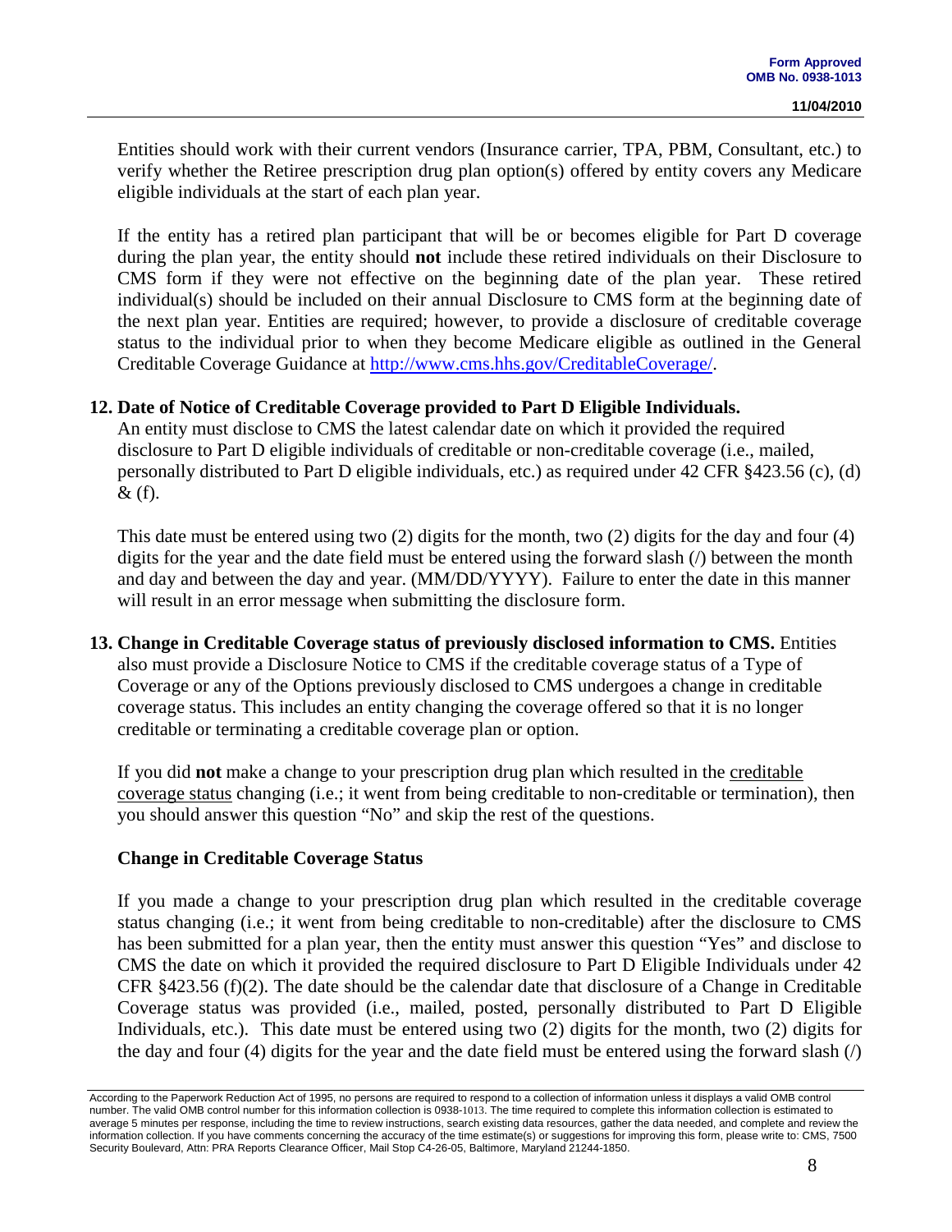Entities should work with their current vendors (Insurance carrier, TPA, PBM, Consultant, etc.) to verify whether the Retiree prescription drug plan option(s) offered by entity covers any Medicare eligible individuals at the start of each plan year.

If the entity has a retired plan participant that will be or becomes eligible for Part D coverage during the plan year, the entity should **not** include these retired individuals on their Disclosure to CMS form if they were not effective on the beginning date of the plan year. These retired individual(s) should be included on their annual Disclosure to CMS form at the beginning date of the next plan year. Entities are required; however, to provide a disclosure of creditable coverage status to the individual prior to when they become Medicare eligible as outlined in the General Creditable Coverage Guidance at [http://www.cms.hhs.gov/CreditableCoverage/](http://www.cms.hhs.gov/CreditableCoverage/).

**12. Date of Notice of Creditable Coverage provided to Part D Eligible Individuals.**
An entity must disclose to CMS the latest calendar date on which it provided the required disclosure to Part D eligible individuals of creditable or non-creditable coverage (i.e., mailed, personally distributed to Part D eligible individuals, etc.) as required under 42 CFR §423.56 (c), (d) & (f).

This date must be entered using two (2) digits for the month, two (2) digits for the day and four (4) digits for the year and the date field must be entered using the forward slash (/) between the month and day and between the day and year. (MM/DD/YYYY). Failure to enter the date in this manner will result in an error message when submitting the disclosure form.

**13. Change in Creditable Coverage status of previously disclosed information to CMS.** Entities also must provide a Disclosure Notice to CMS if the creditable coverage status of a Type of Coverage or any of the Options previously disclosed to CMS undergoes a change in creditable coverage status. This includes an entity changing the coverage offered so that it is no longer creditable or terminating a creditable coverage plan or option.

If you did **not** make a change to your prescription drug plan which resulted in the creditable coverage status changing (i.e.; it went from being creditable to non-creditable or termination), then you should answer this question "No" and skip the rest of the questions.

**Change in Creditable Coverage Status**

If you made a change to your prescription drug plan which resulted in the creditable coverage status changing (i.e.; it went from being creditable to non-creditable) after the disclosure to CMS has been submitted for a plan year, then the entity must answer this question "Yes" and disclose to CMS the date on which it provided the required disclosure to Part D Eligible Individuals under 42 CFR §423.56 (f)(2). The date should be the calendar date that disclosure of a Change in Creditable Coverage status was provided (i.e., mailed, posted, personally distributed to Part D Eligible Individuals, etc.). This date must be entered using two (2) digits for the month, two (2) digits for the day and four (4) digits for the year and the date field must be entered using the forward slash (/)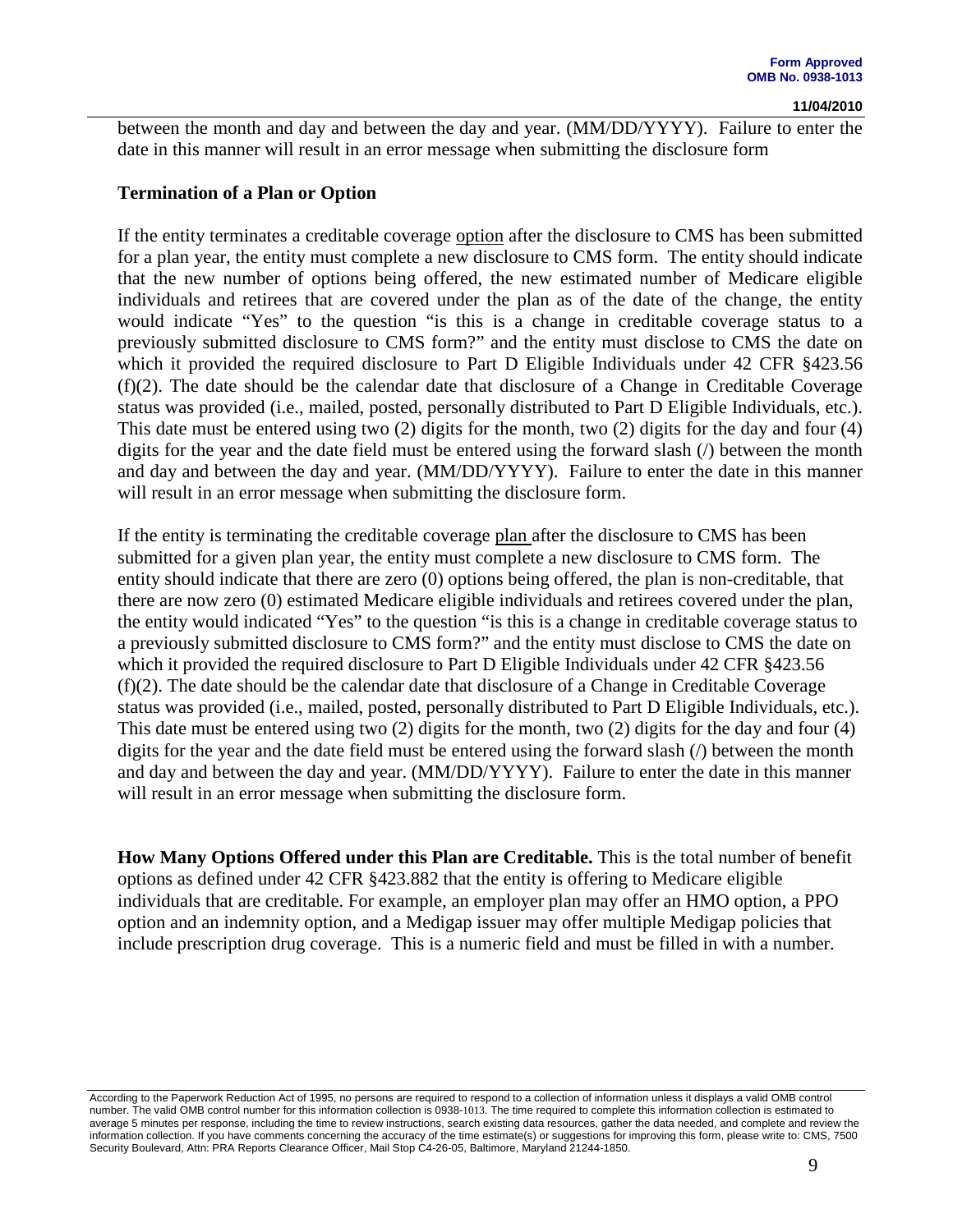between the month and day and between the day and year. (MM/DD/YYYY). Failure to enter the date in this manner will result in an error message when submitting the disclosure form

**Termination of a Plan or Option**

If the entity terminates a creditable coverage option after the disclosure to CMS has been submitted for a plan year, the entity must complete a new disclosure to CMS form. The entity should indicate that the new number of options being offered, the new estimated number of Medicare eligible individuals and retirees that are covered under the plan as of the date of the change, the entity would indicate "Yes" to the question "is this is a change in creditable coverage status to a previously submitted disclosure to CMS form?" and the entity must disclose to CMS the date on which it provided the required disclosure to Part D Eligible Individuals under 42 CFR §423.56 (f)(2). The date should be the calendar date that disclosure of a Change in Creditable Coverage status was provided (i.e., mailed, posted, personally distributed to Part D Eligible Individuals, etc.). This date must be entered using two (2) digits for the month, two (2) digits for the day and four (4) digits for the year and the date field must be entered using the forward slash (/) between the month and day and between the day and year. (MM/DD/YYYY). Failure to enter the date in this manner will result in an error message when submitting the disclosure form.

If the entity is terminating the creditable coverage plan after the disclosure to CMS has been submitted for a given plan year, the entity must complete a new disclosure to CMS form. The entity should indicate that there are zero (0) options being offered, the plan is non-creditable, that there are now zero (0) estimated Medicare eligible individuals and retirees covered under the plan, the entity would indicated "Yes" to the question "is this is a change in creditable coverage status to a previously submitted disclosure to CMS form?" and the entity must disclose to CMS the date on which it provided the required disclosure to Part D Eligible Individuals under 42 CFR §423.56 (f)(2). The date should be the calendar date that disclosure of a Change in Creditable Coverage status was provided (i.e., mailed, posted, personally distributed to Part D Eligible Individuals, etc.). This date must be entered using two (2) digits for the month, two (2) digits for the day and four (4) digits for the year and the date field must be entered using the forward slash (/) between the month and day and between the day and year. (MM/DD/YYYY). Failure to enter the date in this manner will result in an error message when submitting the disclosure form.

**How Many Options Offered under this Plan are Creditable.** This is the total number of benefit options as defined under 42 CFR §423.882 that the entity is offering to Medicare eligible individuals that are creditable. For example, an employer plan may offer an HMO option, a PPO option and an indemnity option, and a Medigap issuer may offer multiple Medigap policies that include prescription drug coverage. This is a numeric field and must be filled in with a number.

According to the Paperwork Reduction Act of 1995, no persons are required to respond to a collection of information unless it displays a valid OMB control number. The valid OMB control number for this information collection is 0938-1013. The time required to complete this information collection is estimated to average 5 minutes per response, including the time to review instructions, search existing data resources, gather the data needed, and complete and review the information collection. If you have comments concerning the accuracy of the time estimate(s) or suggestions for improving this form, please write to: CMS, 7500 Security Boulevard, Attn: PRA Reports Clearance Officer, Mail Stop C4-26-05, Baltimore, Maryland 21244-1850.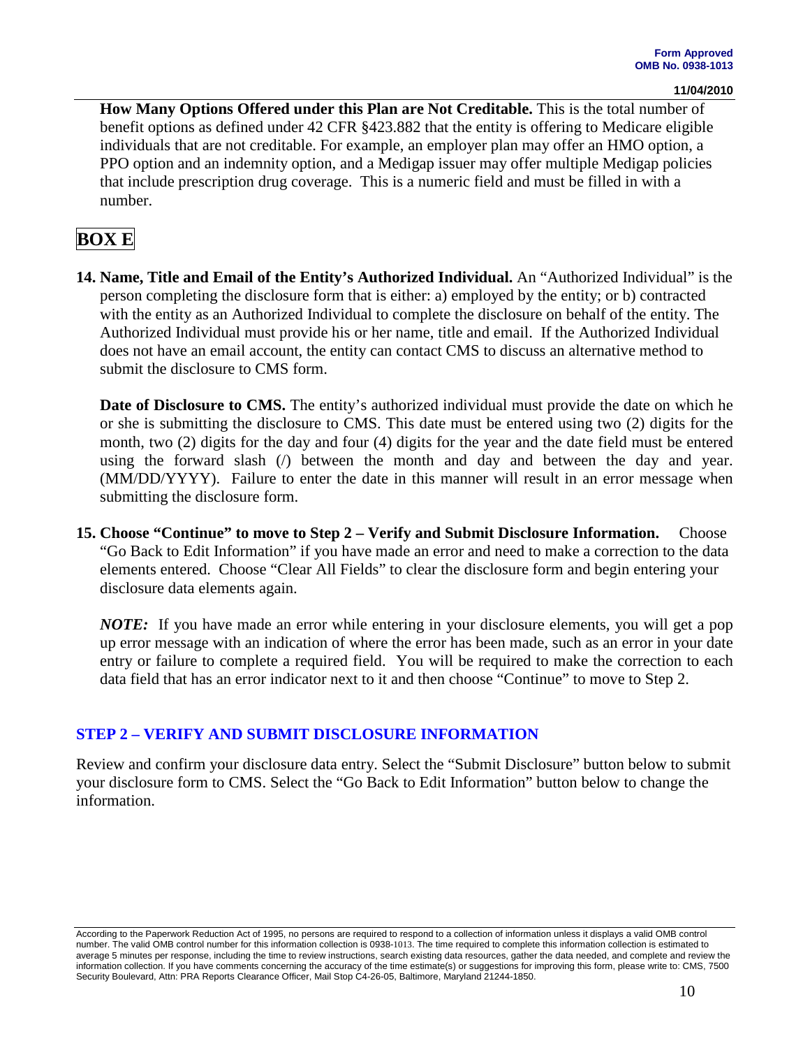**How Many Options Offered under this Plan are Not Creditable.** This is the total number of benefit options as defined under 42 CFR §423.882 that the entity is offering to Medicare eligible individuals that are not creditable. For example, an employer plan may offer an HMO option, a PPO option and an indemnity option, and a Medigap issuer may offer multiple Medigap policies that include prescription drug coverage. This is a numeric field and must be filled in with a number.

## BOX E

**14. Name, Title and Email of the Entity's Authorized Individual.** An "Authorized Individual" is the person completing the disclosure form that is either: a) employed by the entity; or b) contracted with the entity as an Authorized Individual to complete the disclosure on behalf of the entity. The Authorized Individual must provide his or her name, title and email. If the Authorized Individual does not have an email account, the entity can contact CMS to discuss an alternative method to submit the disclosure to CMS form.

**Date of Disclosure to CMS.** The entity's authorized individual must provide the date on which he or she is submitting the disclosure to CMS. This date must be entered using two (2) digits for the month, two (2) digits for the day and four (4) digits for the year and the date field must be entered using the forward slash (/) between the month and day and between the day and year. (MM/DD/YYYY). Failure to enter the date in this manner will result in an error message when submitting the disclosure form.

**15. Choose "Continue" to move to Step 2 – Verify and Submit Disclosure Information.** Choose "Go Back to Edit Information" if you have made an error and need to make a correction to the data elements entered. Choose "Clear All Fields" to clear the disclosure form and begin entering your disclosure data elements again.

***NOTE:*** If you have made an error while entering in your disclosure elements, you will get a pop up error message with an indication of where the error has been made, such as an error in your date entry or failure to complete a required field. You will be required to make the correction to each data field that has an error indicator next to it and then choose "Continue" to move to Step 2.

## STEP 2 – VERIFY AND SUBMIT DISCLOSURE INFORMATION

Review and confirm your disclosure data entry. Select the "Submit Disclosure" button below to submit your disclosure form to CMS. Select the "Go Back to Edit Information" button below to change the information.

According to the Paperwork Reduction Act of 1995, no persons are required to respond to a collection of information unless it displays a valid OMB control number. The valid OMB control number for this information collection is 0938-1013. The time required to complete this information collection is estimated to average 5 minutes per response, including the time to review instructions, search existing data resources, gather the data needed, and complete and review the information collection. If you have comments concerning the accuracy of the time estimate(s) or suggestions for improving this form, please write to: CMS, 7500 Security Boulevard, Attn: PRA Reports Clearance Officer, Mail Stop C4-26-05, Baltimore, Maryland 21244-1850.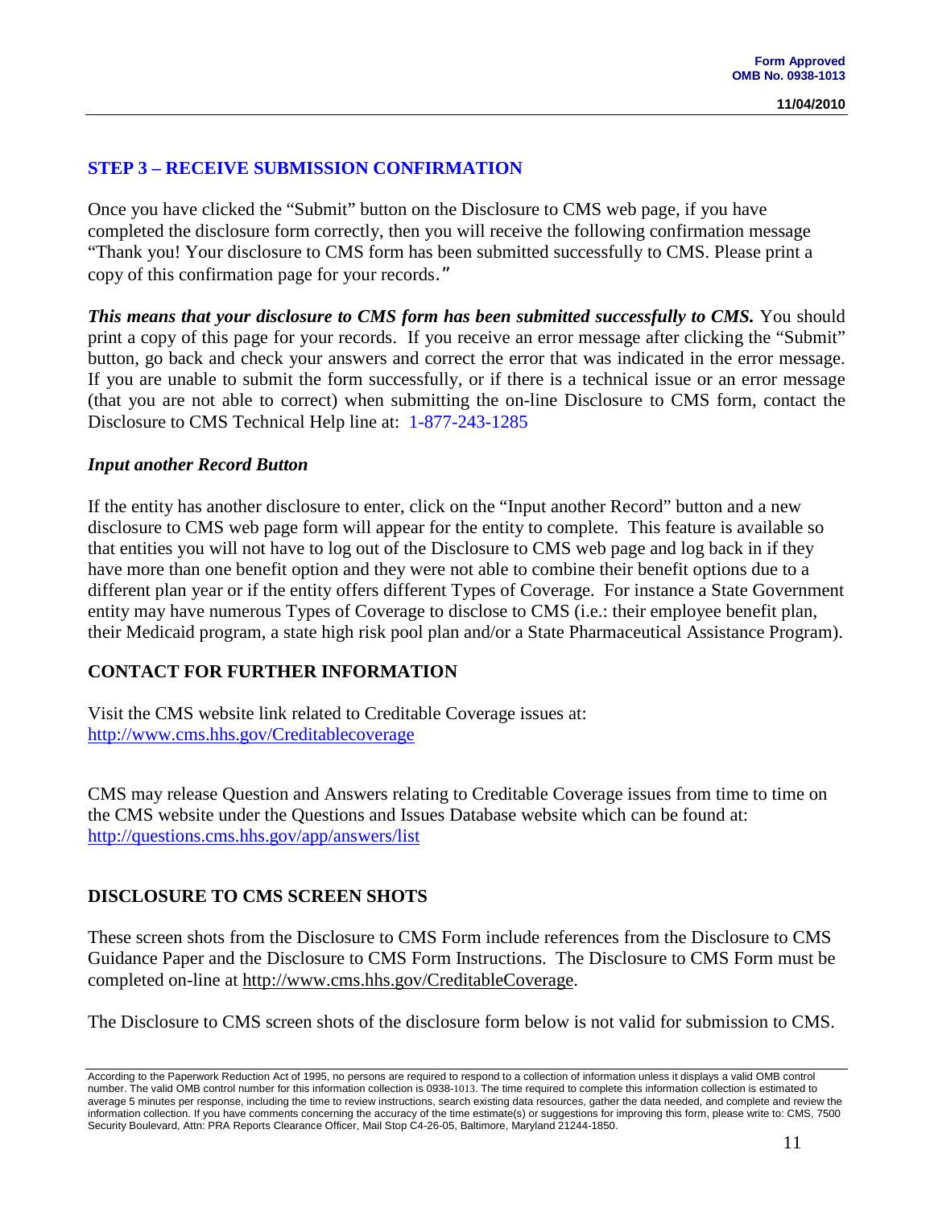## STEP 3 – RECEIVE SUBMISSION CONFIRMATION

Once you have clicked the "Submit" button on the Disclosure to CMS web page, if you have completed the disclosure form correctly, then you will receive the following confirmation message "Thank you! Your disclosure to CMS form has been submitted successfully to CMS. Please print a copy of this confirmation page for your records."

***This means that your disclosure to CMS form has been submitted successfully to CMS.*** You should print a copy of this page for your records. If you receive an error message after clicking the "Submit" button, go back and check your answers and correct the error that was indicated in the error message. If you are unable to submit the form successfully, or if there is a technical issue or an error message (that you are not able to correct) when submitting the on-line Disclosure to CMS form, contact the Disclosure to CMS Technical Help line at: 1-877-243-1285

### *Input another Record Button*

If the entity has another disclosure to enter, click on the "Input another Record" button and a new disclosure to CMS web page form will appear for the entity to complete. This feature is available so that entities you will not have to log out of the Disclosure to CMS web page and log back in if they have more than one benefit option and they were not able to combine their benefit options due to a different plan year or if the entity offers different Types of Coverage. For instance a State Government entity may have numerous Types of Coverage to disclose to CMS (i.e.: their employee benefit plan, their Medicaid program, a state high risk pool plan and/or a State Pharmaceutical Assistance Program).

## CONTACT FOR FURTHER INFORMATION

Visit the CMS website link related to Creditable Coverage issues at:
http://www.cms.hhs.gov/Creditablecoverage

CMS may release Question and Answers relating to Creditable Coverage issues from time to time on the CMS website under the Questions and Issues Database website which can be found at:
http://questions.cms.hhs.gov/app/answers/list

## DISCLOSURE TO CMS SCREEN SHOTS

These screen shots from the Disclosure to CMS Form include references from the Disclosure to CMS Guidance Paper and the Disclosure to CMS Form Instructions. The Disclosure to CMS Form must be completed on-line at http://www.cms.hhs.gov/CreditableCoverage.

The Disclosure to CMS screen shots of the disclosure form below is not valid for submission to CMS.

According to the Paperwork Reduction Act of 1995, no persons are required to respond to a collection of information unless it displays a valid OMB control number. The valid OMB control number for this information collection is 0938-1013. The time required to complete this information collection is estimated to average 5 minutes per response, including the time to review instructions, search existing data resources, gather the data needed, and complete and review the information collection. If you have comments concerning the accuracy of the time estimate(s) or suggestions for improving this form, please write to: CMS, 7500 Security Boulevard, Attn: PRA Reports Clearance Officer, Mail Stop C4-26-05, Baltimore, Maryland 21244-1850.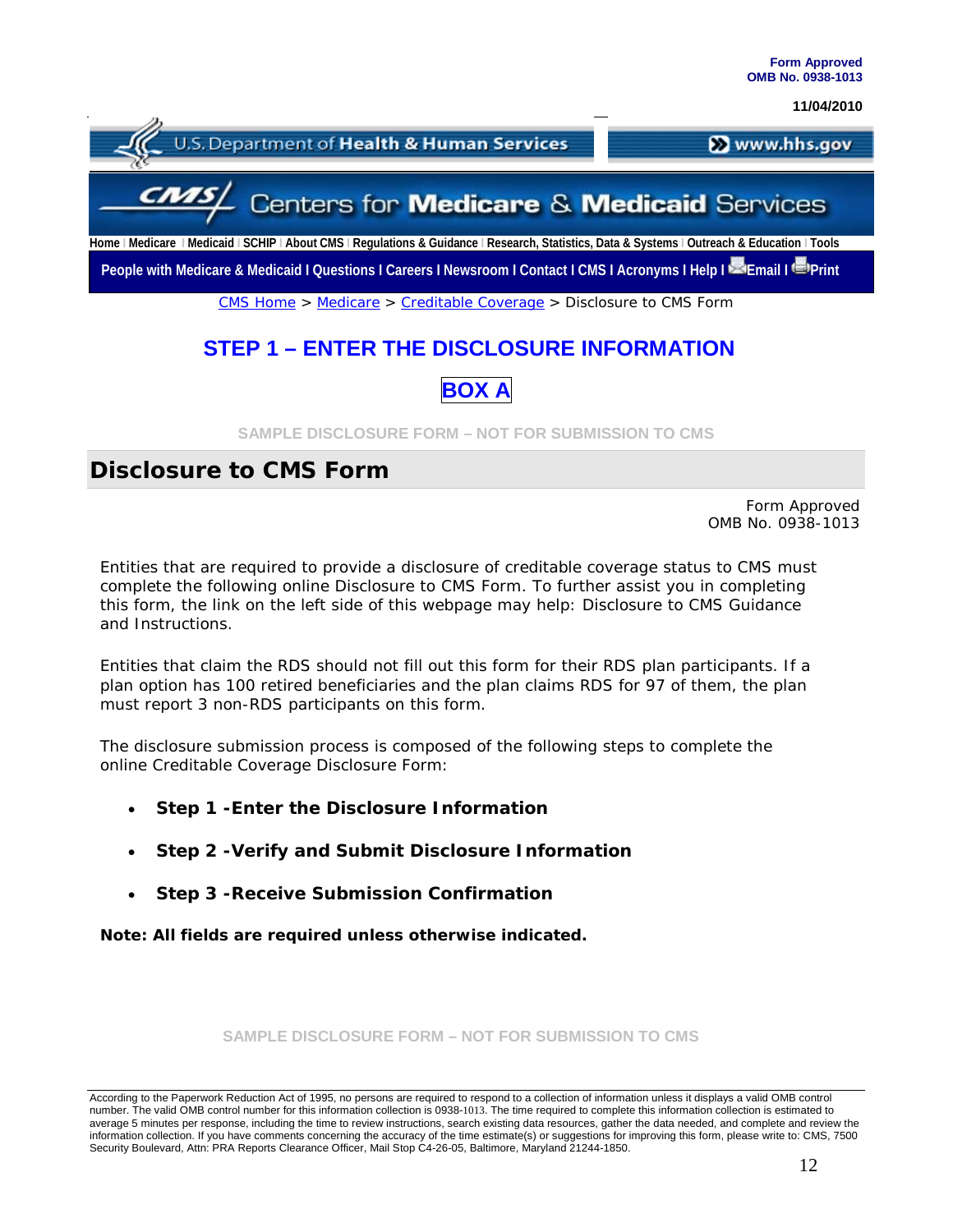Form Approved
OMB No. 0938-1013

11/04/2010

U.S. Department of Health & Human Services | www.hhs.gov

Centers for Medicare & Medicaid Services

Home | Medicare | Medicaid | SCHIP | About CMS | Regulations & Guidance | Research, Statistics, Data & Systems | Outreach & Education | Tools

People with Medicare & Medicaid | Questions | Careers | Newsroom | Contact | CMS | Acronyms | Help | Email | Print

CMS Home > Medicare > Creditable Coverage > Disclosure to CMS Form

## STEP 1 – ENTER THE DISCLOSURE INFORMATION

**BOX A**

SAMPLE DISCLOSURE FORM – NOT FOR SUBMISSION TO CMS

# Disclosure to CMS Form

Form Approved
OMB No. 0938-1013

Entities that are required to provide a disclosure of creditable coverage status to CMS must complete the following online Disclosure to CMS Form. To further assist you in completing this form, the link on the left side of this webpage may help: Disclosure to CMS Guidance and Instructions.

Entities that claim the RDS should not fill out this form for their RDS plan participants. If a plan option has 100 retired beneficiaries and the plan claims RDS for 97 of them, the plan must report 3 non-RDS participants on this form.

The disclosure submission process is composed of the following steps to complete the online Creditable Coverage Disclosure Form:

- **Step 1 -Enter the Disclosure Information**
- **Step 2 -Verify and Submit Disclosure Information**
- **Step 3 -Receive Submission Confirmation**

**Note: All fields are required unless otherwise indicated.**

SAMPLE DISCLOSURE FORM – NOT FOR SUBMISSION TO CMS

According to the Paperwork Reduction Act of 1995, no persons are required to respond to a collection of information unless it displays a valid OMB control number. The valid OMB control number for this information collection is 0938-1013. The time required to complete this information collection is estimated to average 5 minutes per response, including the time to review instructions, search existing data resources, gather the data needed, and complete and review the information collection. If you have comments concerning the accuracy of the time estimate(s) or suggestions for improving this form, please write to: CMS, 7500 Security Boulevard, Attn: PRA Reports Clearance Officer, Mail Stop C4-26-05, Baltimore, Maryland 21244-1850.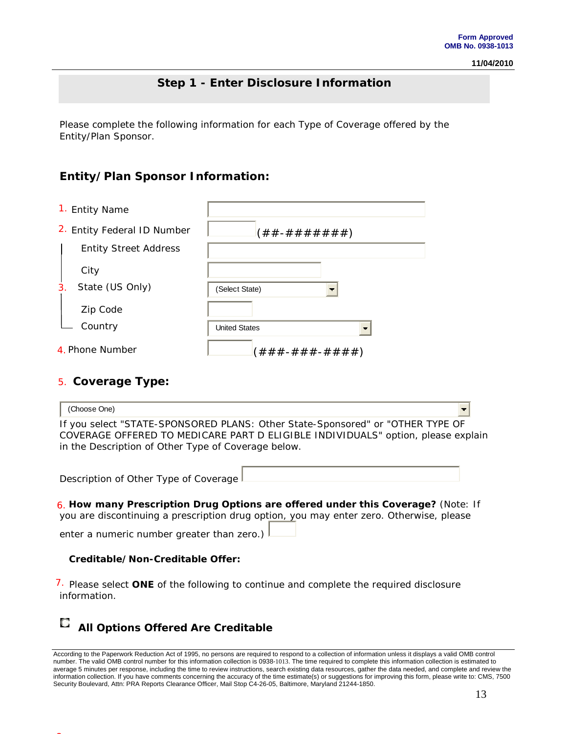Form Approved
OMB No. 0938-1013

11/04/2010

## Step 1 - Enter Disclosure Information

Please complete the following information for each Type of Coverage offered by the Entity/Plan Sponsor.

### Entity/Plan Sponsor Information:

1. Entity Name

2. Entity Federal ID Number (##-#######)

3. Entity Street Address
   City
   State (US Only) (Select State)
   Zip Code
   Country United States

4. Phone Number (###-###-####)

### 5. Coverage Type:

(Choose One)

If you select "STATE-SPONSORED PLANS: Other State-Sponsored" or "OTHER TYPE OF COVERAGE OFFERED TO MEDICARE PART D ELIGIBLE INDIVIDUALS" option, please explain in the Description of Other Type of Coverage below.

Description of Other Type of Coverage

6. **How many Prescription Drug Options are offered under this Coverage?** (Note: If you are discontinuing a prescription drug option, you may enter zero. Otherwise, please enter a numeric number greater than zero.)

**Creditable/Non-Creditable Offer:**

7. Please select **ONE** of the following to continue and complete the required disclosure information.

**All Options Offered Are Creditable**

According to the Paperwork Reduction Act of 1995, no persons are required to respond to a collection of information unless it displays a valid OMB control number. The valid OMB control number for this information collection is 0938-1013. The time required to complete this information collection is estimated to average 5 minutes per response, including the time to review instructions, search existing data resources, gather the data needed, and complete and review the information collection. If you have comments concerning the accuracy of the time estimate(s) or suggestions for improving this form, please write to: CMS, 7500 Security Boulevard, Attn: PRA Reports Clearance Officer, Mail Stop C4-26-05, Baltimore, Maryland 21244-1850.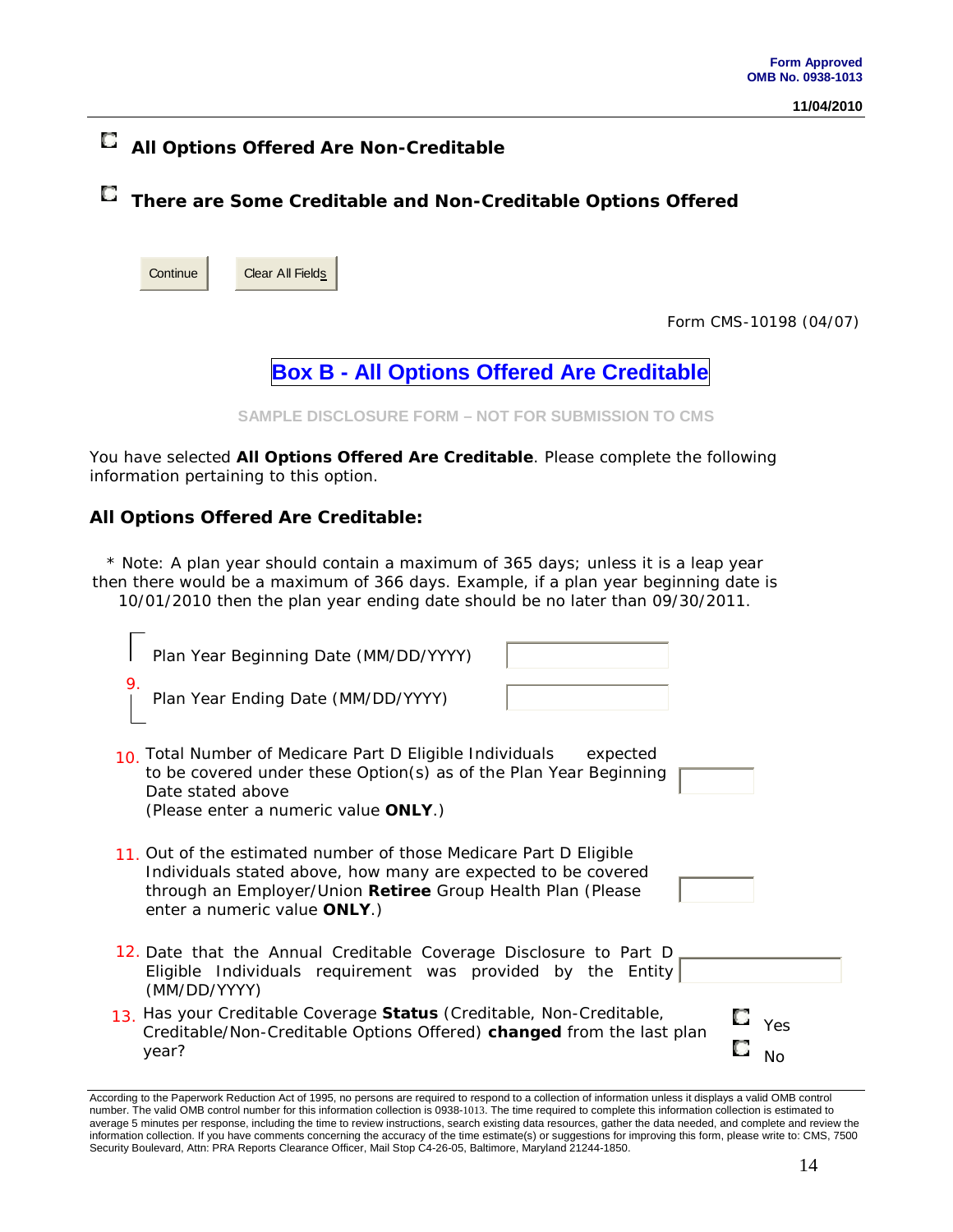Form Approved
OMB No. 0938-1013

11/04/2010

- ☐ **All Options Offered Are Non-Creditable**

- ☐ **There are Some Creditable and Non-Creditable Options Offered**

Continue | Clear All Fields

Form CMS-10198 (04/07)

## Box B - All Options Offered Are Creditable

**SAMPLE DISCLOSURE FORM – NOT FOR SUBMISSION TO CMS**

You have selected **All Options Offered Are Creditable**. Please complete the following information pertaining to this option.

### All Options Offered Are Creditable:

* Note: A plan year should contain a maximum of 365 days; unless it is a leap year then there would be a maximum of 366 days. Example, if a plan year beginning date is 10/01/2010 then the plan year ending date should be no later than 09/30/2011.

9. Plan Year Beginning Date (MM/DD/YYYY) ____________

   Plan Year Ending Date (MM/DD/YYYY) ____________

10. Total Number of Medicare Part D Eligible Individuals expected to be covered under these Option(s) as of the Plan Year Beginning Date stated above (Please enter a numeric value **ONLY**.) ____________

11. Out of the estimated number of those Medicare Part D Eligible Individuals stated above, how many are expected to be covered through an Employer/Union **Retiree** Group Health Plan (Please enter a numeric value **ONLY**.) ____________

12. Date that the Annual Creditable Coverage Disclosure to Part D Eligible Individuals requirement was provided by the Entity (MM/DD/YYYY) ____________

13. Has your Creditable Coverage **Status** (Creditable, Non-Creditable, Creditable/Non-Creditable Options Offered) **changed** from the last plan year?

    ☐ Yes

    ☐ No

According to the Paperwork Reduction Act of 1995, no persons are required to respond to a collection of information unless it displays a valid OMB control number. The valid OMB control number for this information collection is 0938-1013. The time required to complete this information collection is estimated to average 5 minutes per response, including the time to review instructions, search existing data resources, gather the data needed, and complete and review the information collection. If you have comments concerning the accuracy of the time estimate(s) or suggestions for improving this form, please write to: CMS, 7500 Security Boulevard, Attn: PRA Reports Clearance Officer, Mail Stop C4-26-05, Baltimore, Maryland 21244-1850.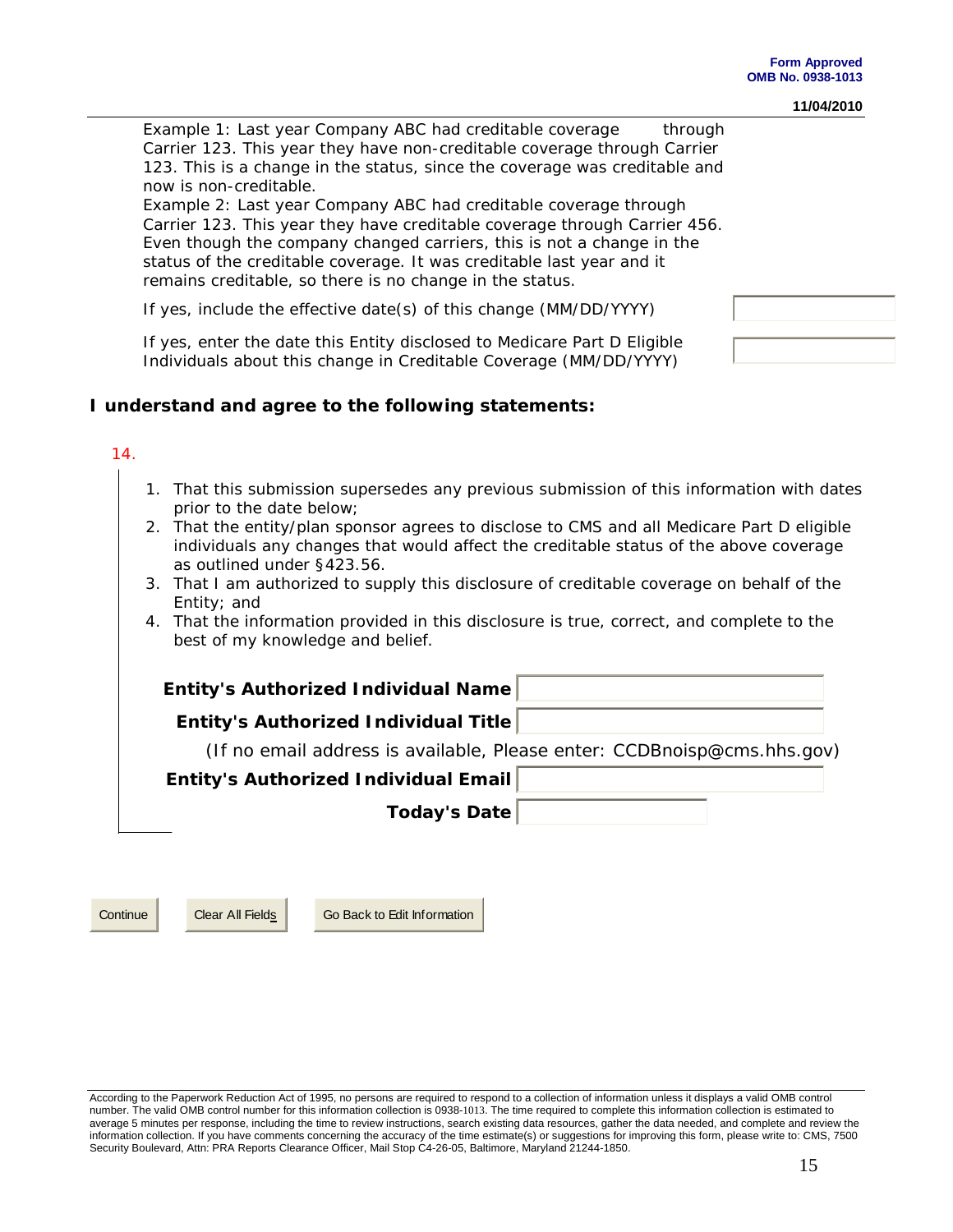Example 1: Last year Company ABC had creditable coverage through Carrier 123. This year they have non-creditable coverage through Carrier 123. This is a change in the status, since the coverage was creditable and now is non-creditable.

Example 2: Last year Company ABC had creditable coverage through Carrier 123. This year they have creditable coverage through Carrier 456. Even though the company changed carriers, this is not a change in the status of the creditable coverage. It was creditable last year and it remains creditable, so there is no change in the status.

If yes, include the effective date(s) of this change (MM/DD/YYYY)

If yes, enter the date this Entity disclosed to Medicare Part D Eligible Individuals about this change in Creditable Coverage (MM/DD/YYYY)

**I understand and agree to the following statements:**

14.

1. That this submission supersedes any previous submission of this information with dates prior to the date below;
2. That the entity/plan sponsor agrees to disclose to CMS and all Medicare Part D eligible individuals any changes that would affect the creditable status of the above coverage as outlined under §423.56.
3. That I am authorized to supply this disclosure of creditable coverage on behalf of the Entity; and
4. That the information provided in this disclosure is true, correct, and complete to the best of my knowledge and belief.

**Entity's Authorized Individual Name**

**Entity's Authorized Individual Title**

(If no email address is available, Please enter: CCDBnoisp@cms.hhs.gov)

**Entity's Authorized Individual Email**

**Today's Date**

Continue | Clear All Fields | Go Back to Edit Information

According to the Paperwork Reduction Act of 1995, no persons are required to respond to a collection of information unless it displays a valid OMB control number. The valid OMB control number for this information collection is 0938-1013. The time required to complete this information collection is estimated to average 5 minutes per response, including the time to review instructions, search existing data resources, gather the data needed, and complete and review the information collection. If you have comments concerning the accuracy of the time estimate(s) or suggestions for improving this form, please write to: CMS, 7500 Security Boulevard, Attn: PRA Reports Clearance Officer, Mail Stop C4-26-05, Baltimore, Maryland 21244-1850.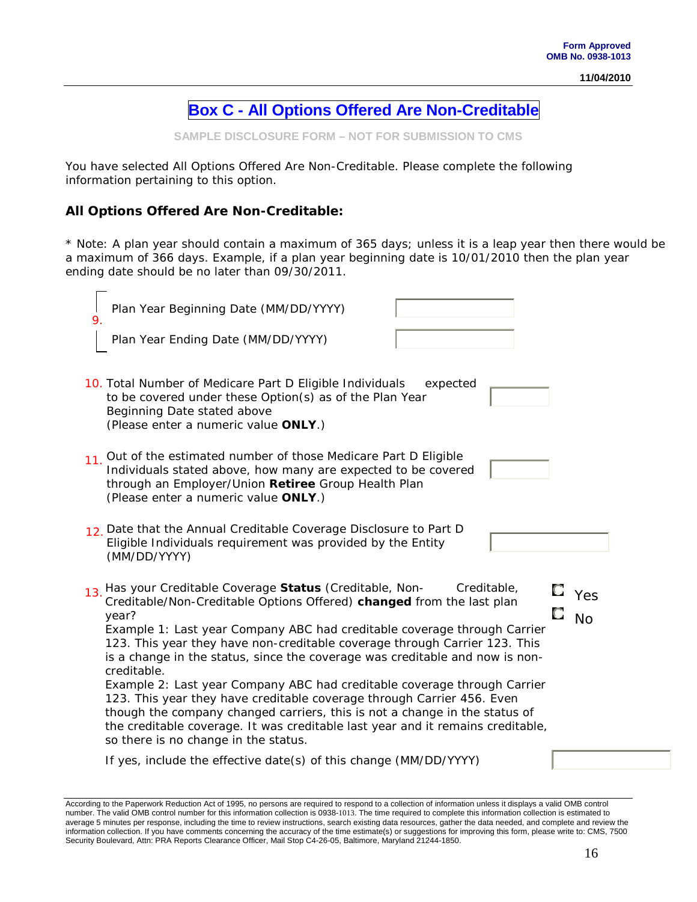Form Approved
OMB No. 0938-1013

11/04/2010

# Box C - All Options Offered Are Non-Creditable

SAMPLE DISCLOSURE FORM – NOT FOR SUBMISSION TO CMS

You have selected All Options Offered Are Non-Creditable. Please complete the following information pertaining to this option.

### All Options Offered Are Non-Creditable:

* Note: A plan year should contain a maximum of 365 days; unless it is a leap year then there would be a maximum of 366 days. Example, if a plan year beginning date is 10/01/2010 then the plan year ending date should be no later than 09/30/2011.

9. Plan Year Beginning Date (MM/DD/YYYY) ____

   Plan Year Ending Date (MM/DD/YYYY) ____

10. Total Number of Medicare Part D Eligible Individuals expected to be covered under these Option(s) as of the Plan Year Beginning Date stated above (Please enter a numeric value **ONLY**.) ____

11. Out of the estimated number of those Medicare Part D Eligible Individuals stated above, how many are expected to be covered through an Employer/Union **Retiree** Group Health Plan (Please enter a numeric value **ONLY**.) ____

12. Date that the Annual Creditable Coverage Disclosure to Part D Eligible Individuals requirement was provided by the Entity (MM/DD/YYYY) ____

13. Has your Creditable Coverage **Status** (Creditable, Non-Creditable, Creditable/Non-Creditable Options Offered) **changed** from the last plan year?

    - [ ] Yes
    - [ ] No

    Example 1: Last year Company ABC had creditable coverage through Carrier 123. This year they have non-creditable coverage through Carrier 123. This is a change in the status, since the coverage was creditable and now is non-creditable.

    Example 2: Last year Company ABC had creditable coverage through Carrier 123. This year they have creditable coverage through Carrier 456. Even though the company changed carriers, this is not a change in the status of the creditable coverage. It was creditable last year and it remains creditable, so there is no change in the status.

    If yes, include the effective date(s) of this change (MM/DD/YYYY) ____

According to the Paperwork Reduction Act of 1995, no persons are required to respond to a collection of information unless it displays a valid OMB control number. The valid OMB control number for this information collection is 0938-1013. The time required to complete this information collection is estimated to average 5 minutes per response, including the time to review instructions, search existing data resources, gather the data needed, and complete and review the information collection. If you have comments concerning the accuracy of the time estimate(s) or suggestions for improving this form, please write to: CMS, 7500 Security Boulevard, Attn: PRA Reports Clearance Officer, Mail Stop C4-26-05, Baltimore, Maryland 21244-1850.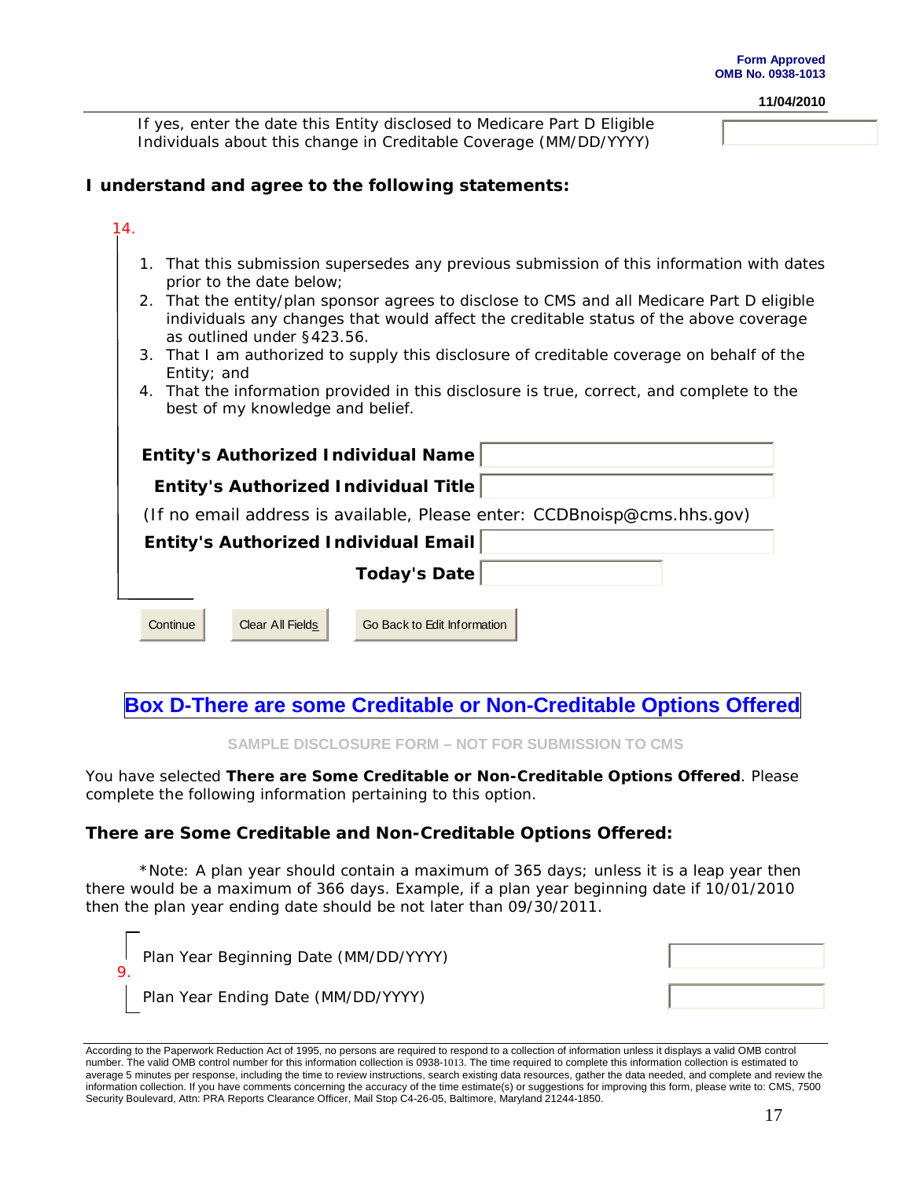If yes, enter the date this Entity disclosed to Medicare Part D Eligible Individuals about this change in Creditable Coverage (MM/DD/YYYY)

**I understand and agree to the following statements:**

14.

1. That this submission supersedes any previous submission of this information with dates prior to the date below;
2. That the entity/plan sponsor agrees to disclose to CMS and all Medicare Part D eligible individuals any changes that would affect the creditable status of the above coverage as outlined under §423.56.
3. That I am authorized to supply this disclosure of creditable coverage on behalf of the Entity; and
4. That the information provided in this disclosure is true, correct, and complete to the best of my knowledge and belief.

**Entity's Authorized Individual Name**

**Entity's Authorized Individual Title**

(If no email address is available, Please enter: CCDBnoisp@cms.hhs.gov)

**Entity's Authorized Individual Email**

**Today's Date**

Continue | Clear All Fields | Go Back to Edit Information

## Box D-There are some Creditable or Non-Creditable Options Offered

SAMPLE DISCLOSURE FORM – NOT FOR SUBMISSION TO CMS

You have selected **There are Some Creditable or Non-Creditable Options Offered**. Please complete the following information pertaining to this option.

**There are Some Creditable and Non-Creditable Options Offered:**

*Note: A plan year should contain a maximum of 365 days; unless it is a leap year then there would be a maximum of 366 days. Example, if a plan year beginning date if 10/01/2010 then the plan year ending date should be not later than 09/30/2011.

9.

Plan Year Beginning Date (MM/DD/YYYY)

Plan Year Ending Date (MM/DD/YYYY)

According to the Paperwork Reduction Act of 1995, no persons are required to respond to a collection of information unless it displays a valid OMB control number. The valid OMB control number for this information collection is 0938-1013. The time required to complete this information collection is estimated to average 5 minutes per response, including the time to review instructions, search existing data resources, gather the data needed, and complete and review the information collection. If you have comments concerning the accuracy of the time estimate(s) or suggestions for improving this form, please write to: CMS, 7500 Security Boulevard, Attn: PRA Reports Clearance Officer, Mail Stop C4-26-05, Baltimore, Maryland 21244-1850.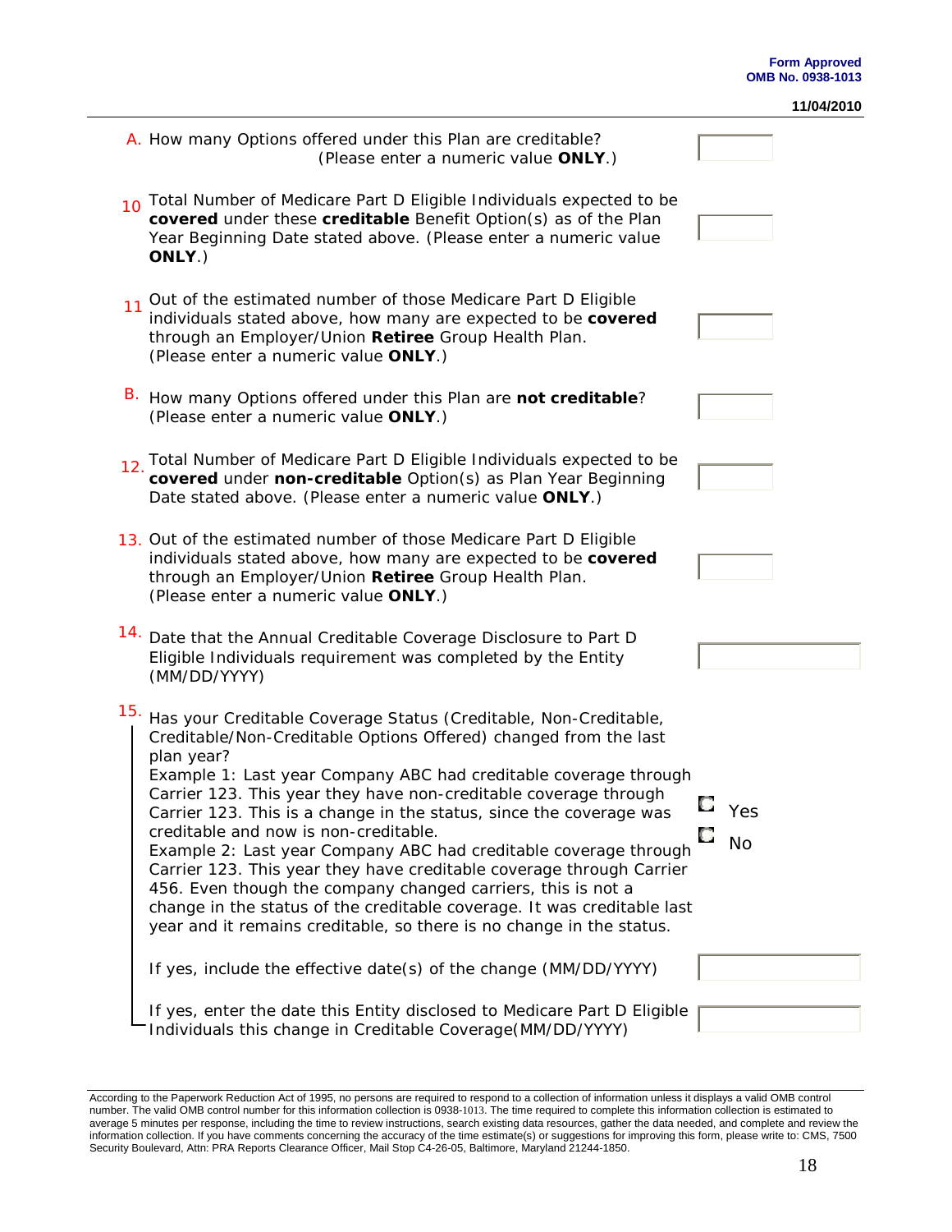Form Approved
OMB No. 0938-1013

11/04/2010

A. How many Options offered under this Plan are creditable? (Please enter a numeric value **ONLY**.)

10 Total Number of Medicare Part D Eligible Individuals expected to be **covered** under these **creditable** Benefit Option(s) as of the Plan Year Beginning Date stated above. (Please enter a numeric value **ONLY**.)

11 Out of the estimated number of those Medicare Part D Eligible individuals stated above, how many are expected to be **covered** through an Employer/Union **Retiree** Group Health Plan. (Please enter a numeric value **ONLY**.)

B. How many Options offered under this Plan are **not creditable**? (Please enter a numeric value **ONLY**.)

12. Total Number of Medicare Part D Eligible Individuals expected to be **covered** under **non-creditable** Option(s) as Plan Year Beginning Date stated above. (Please enter a numeric value **ONLY**.)

13. Out of the estimated number of those Medicare Part D Eligible individuals stated above, how many are expected to be **covered** through an Employer/Union **Retiree** Group Health Plan. (Please enter a numeric value **ONLY**.)

14. Date that the Annual Creditable Coverage Disclosure to Part D Eligible Individuals requirement was completed by the Entity (MM/DD/YYYY)

15. Has your Creditable Coverage Status (Creditable, Non-Creditable, Creditable/Non-Creditable Options Offered) changed from the last plan year?
Example 1: Last year Company ABC had creditable coverage through Carrier 123. This year they have non-creditable coverage through Carrier 123. This is a change in the status, since the coverage was creditable and now is non-creditable.
Example 2: Last year Company ABC had creditable coverage through Carrier 123. This year they have creditable coverage through Carrier 456. Even though the company changed carriers, this is not a change in the status of the creditable coverage. It was creditable last year and it remains creditable, so there is no change in the status.

- Yes
- No

If yes, include the effective date(s) of the change (MM/DD/YYYY)

If yes, enter the date this Entity disclosed to Medicare Part D Eligible Individuals this change in Creditable Coverage(MM/DD/YYYY)

According to the Paperwork Reduction Act of 1995, no persons are required to respond to a collection of information unless it displays a valid OMB control number. The valid OMB control number for this information collection is 0938-1013. The time required to complete this information collection is estimated to average 5 minutes per response, including the time to review instructions, search existing data resources, gather the data needed, and complete and review the information collection. If you have comments concerning the accuracy of the time estimate(s) or suggestions for improving this form, please write to: CMS, 7500 Security Boulevard, Attn: PRA Reports Clearance Officer, Mail Stop C4-26-05, Baltimore, Maryland 21244-1850.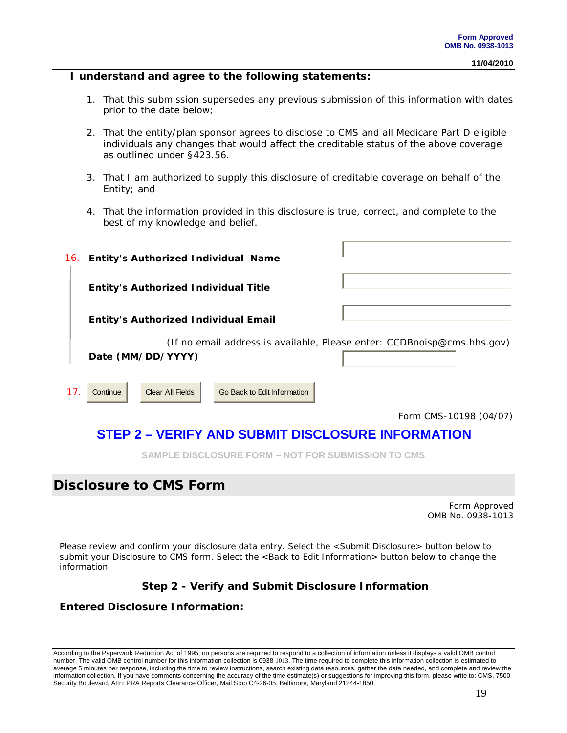Form Approved
OMB No. 0938-1013

11/04/2010

**I understand and agree to the following statements:**

1. That this submission supersedes any previous submission of this information with dates prior to the date below;
2. That the entity/plan sponsor agrees to disclose to CMS and all Medicare Part D eligible individuals any changes that would affect the creditable status of the above coverage as outlined under §423.56.
3. That I am authorized to supply this disclosure of creditable coverage on behalf of the Entity; and
4. That the information provided in this disclosure is true, correct, and complete to the best of my knowledge and belief.

16. **Entity's Authorized Individual Name**

**Entity's Authorized Individual Title**

**Entity's Authorized Individual Email**

(If no email address is available, Please enter: CCDBnoisp@cms.hhs.gov)

**Date (MM/DD/YYYY)**

17. Continue | Clear All Fields | Go Back to Edit Information

Form CMS-10198 (04/07)

## STEP 2 – VERIFY AND SUBMIT DISCLOSURE INFORMATION

SAMPLE DISCLOSURE FORM – NOT FOR SUBMISSION TO CMS

## Disclosure to CMS Form

Form Approved
OMB No. 0938-1013

Please review and confirm your disclosure data entry. Select the <Submit Disclosure> button below to submit your Disclosure to CMS form. Select the <Back to Edit Information> button below to change the information.

### Step 2 - Verify and Submit Disclosure Information

**Entered Disclosure Information:**

According to the Paperwork Reduction Act of 1995, no persons are required to respond to a collection of information unless it displays a valid OMB control number. The valid OMB control number for this information collection is 0938-1013. The time required to complete this information collection is estimated to average 5 minutes per response, including the time to review instructions, search existing data resources, gather the data needed, and complete and review the information collection. If you have comments concerning the accuracy of the time estimate(s) or suggestions for improving this form, please write to: CMS, 7500 Security Boulevard, Attn: PRA Reports Clearance Officer, Mail Stop C4-26-05, Baltimore, Maryland 21244-1850.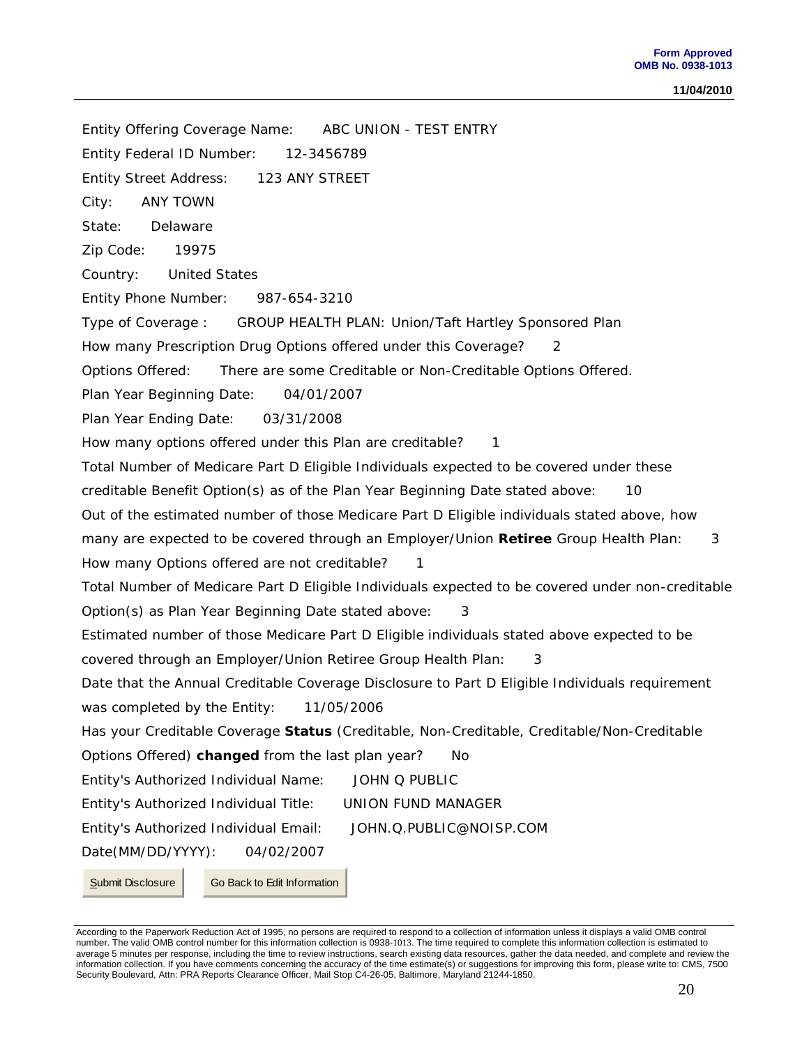Form Approved
OMB No. 0938-1013

11/04/2010

Entity Offering Coverage Name: ABC UNION - TEST ENTRY

Entity Federal ID Number: 12-3456789

Entity Street Address: 123 ANY STREET

City: ANY TOWN

State: Delaware

Zip Code: 19975

Country: United States

Entity Phone Number: 987-654-3210

Type of Coverage : GROUP HEALTH PLAN: Union/Taft Hartley Sponsored Plan

How many Prescription Drug Options offered under this Coverage? 2

Options Offered: There are some Creditable or Non-Creditable Options Offered.

Plan Year Beginning Date: 04/01/2007

Plan Year Ending Date: 03/31/2008

How many options offered under this Plan are creditable? 1

Total Number of Medicare Part D Eligible Individuals expected to be covered under these creditable Benefit Option(s) as of the Plan Year Beginning Date stated above: 10

Out of the estimated number of those Medicare Part D Eligible individuals stated above, how many are expected to be covered through an Employer/Union **Retiree** Group Health Plan: 3

How many Options offered are not creditable? 1

Total Number of Medicare Part D Eligible Individuals expected to be covered under non-creditable Option(s) as Plan Year Beginning Date stated above: 3

Estimated number of those Medicare Part D Eligible individuals stated above expected to be covered through an Employer/Union Retiree Group Health Plan: 3

Date that the Annual Creditable Coverage Disclosure to Part D Eligible Individuals requirement was completed by the Entity: 11/05/2006

Has your Creditable Coverage **Status** (Creditable, Non-Creditable, Creditable/Non-Creditable Options Offered) **changed** from the last plan year? No

Entity's Authorized Individual Name: JOHN Q PUBLIC

Entity's Authorized Individual Title: UNION FUND MANAGER

Entity's Authorized Individual Email: JOHN.Q.PUBLIC@NOISP.COM

Date(MM/DD/YYYY): 04/02/2007

Submit Disclosure | Go Back to Edit Information

According to the Paperwork Reduction Act of 1995, no persons are required to respond to a collection of information unless it displays a valid OMB control number. The valid OMB control number for this information collection is 0938-1013. The time required to complete this information collection is estimated to average 5 minutes per response, including the time to review instructions, search existing data resources, gather the data needed, and complete and review the information collection. If you have comments concerning the accuracy of the time estimate(s) or suggestions for improving this form, please write to: CMS, 7500 Security Boulevard, Attn: PRA Reports Clearance Officer, Mail Stop C4-26-05, Baltimore, Maryland 21244-1850.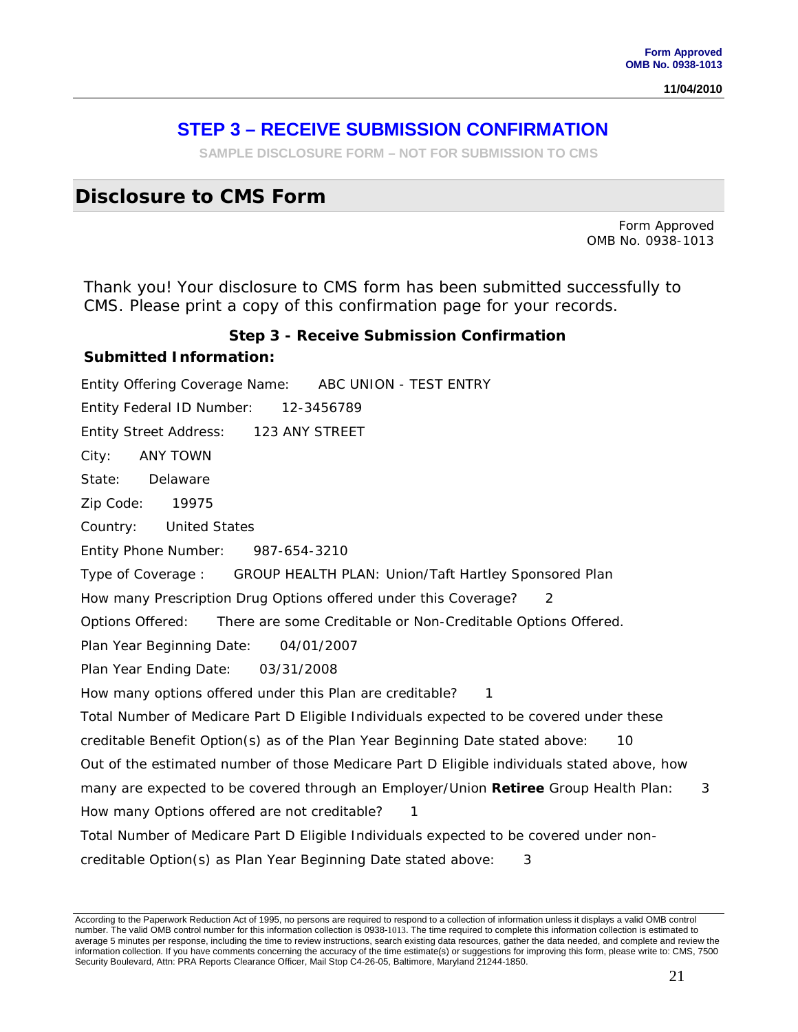Form Approved
OMB No. 0938-1013

11/04/2010

# STEP 3 – RECEIVE SUBMISSION CONFIRMATION

SAMPLE DISCLOSURE FORM – NOT FOR SUBMISSION TO CMS

## Disclosure to CMS Form

Form Approved
OMB No. 0938-1013

Thank you! Your disclosure to CMS form has been submitted successfully to CMS. Please print a copy of this confirmation page for your records.

**Step 3 - Receive Submission Confirmation**

**Submitted Information:**

Entity Offering Coverage Name: ABC UNION - TEST ENTRY

Entity Federal ID Number: 12-3456789

Entity Street Address: 123 ANY STREET

City: ANY TOWN

State: Delaware

Zip Code: 19975

Country: United States

Entity Phone Number: 987-654-3210

Type of Coverage : GROUP HEALTH PLAN: Union/Taft Hartley Sponsored Plan

How many Prescription Drug Options offered under this Coverage? 2

Options Offered: There are some Creditable or Non-Creditable Options Offered.

Plan Year Beginning Date: 04/01/2007

Plan Year Ending Date: 03/31/2008

How many options offered under this Plan are creditable? 1

Total Number of Medicare Part D Eligible Individuals expected to be covered under these creditable Benefit Option(s) as of the Plan Year Beginning Date stated above: 10

Out of the estimated number of those Medicare Part D Eligible individuals stated above, how many are expected to be covered through an Employer/Union **Retiree** Group Health Plan: 3

How many Options offered are not creditable? 1

Total Number of Medicare Part D Eligible Individuals expected to be covered under non-creditable Option(s) as Plan Year Beginning Date stated above: 3

According to the Paperwork Reduction Act of 1995, no persons are required to respond to a collection of information unless it displays a valid OMB control number. The valid OMB control number for this information collection is 0938-1013. The time required to complete this information collection is estimated to average 5 minutes per response, including the time to review instructions, search existing data resources, gather the data needed, and complete and review the information collection. If you have comments concerning the accuracy of the time estimate(s) or suggestions for improving this form, please write to: CMS, 7500 Security Boulevard, Attn: PRA Reports Clearance Officer, Mail Stop C4-26-05, Baltimore, Maryland 21244-1850.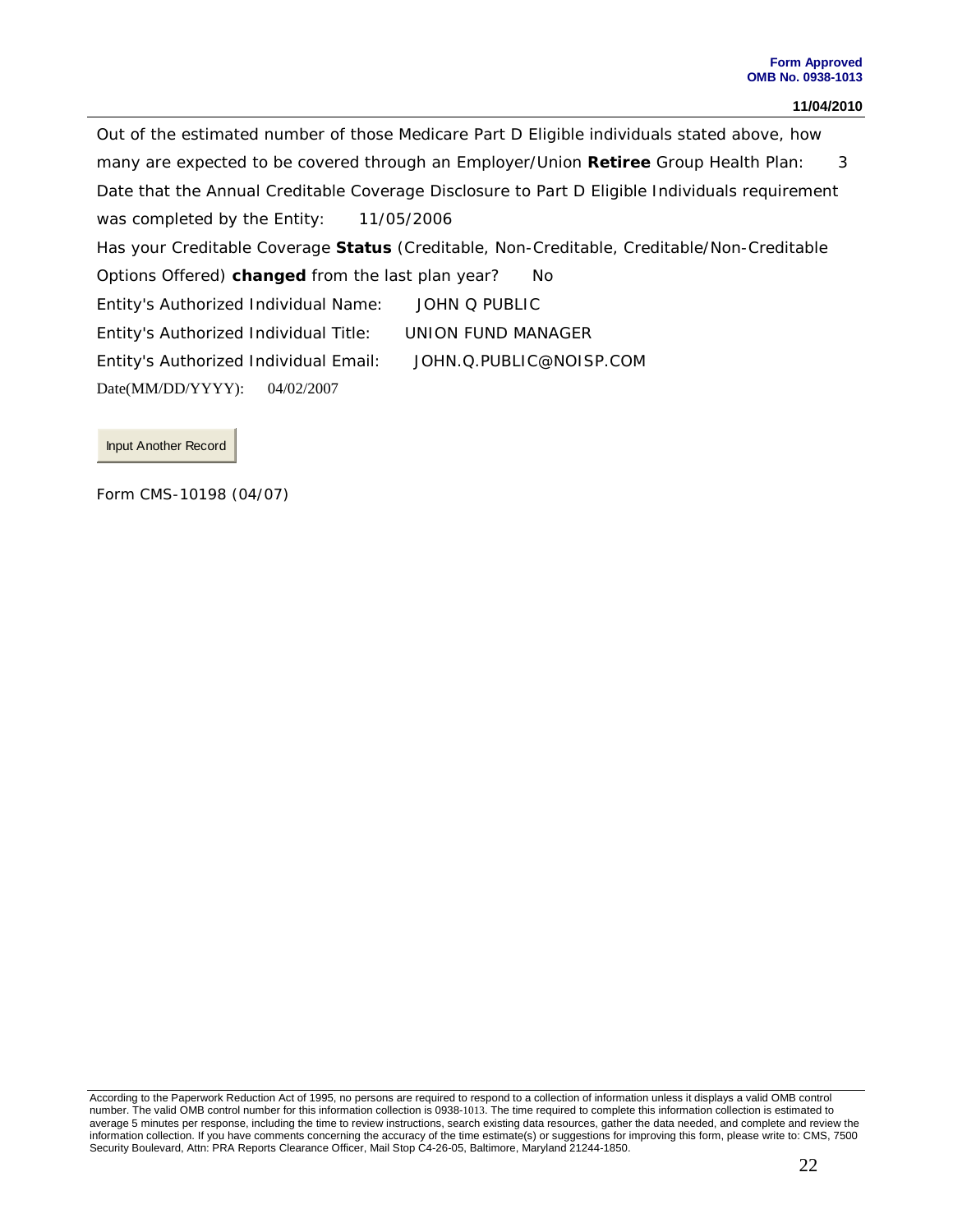**Form Approved**
**OMB No. 0938-1013**

**11/04/2010**

Out of the estimated number of those Medicare Part D Eligible individuals stated above, how many are expected to be covered through an Employer/Union **Retiree** Group Health Plan: 3

Date that the Annual Creditable Coverage Disclosure to Part D Eligible Individuals requirement was completed by the Entity: 11/05/2006

Has your Creditable Coverage **Status** (Creditable, Non-Creditable, Creditable/Non-Creditable Options Offered) **changed** from the last plan year? No

Entity's Authorized Individual Name: JOHN Q PUBLIC

Entity's Authorized Individual Title: UNION FUND MANAGER

Entity's Authorized Individual Email: JOHN.Q.PUBLIC@NOISP.COM

Date(MM/DD/YYYY): 04/02/2007

Input Another Record

Form CMS-10198 (04/07)

According to the Paperwork Reduction Act of 1995, no persons are required to respond to a collection of information unless it displays a valid OMB control number. The valid OMB control number for this information collection is 0938-1013. The time required to complete this information collection is estimated to average 5 minutes per response, including the time to review instructions, search existing data resources, gather the data needed, and complete and review the information collection. If you have comments concerning the accuracy of the time estimate(s) or suggestions for improving this form, please write to: CMS, 7500 Security Boulevard, Attn: PRA Reports Clearance Officer, Mail Stop C4-26-05, Baltimore, Maryland 21244-1850.